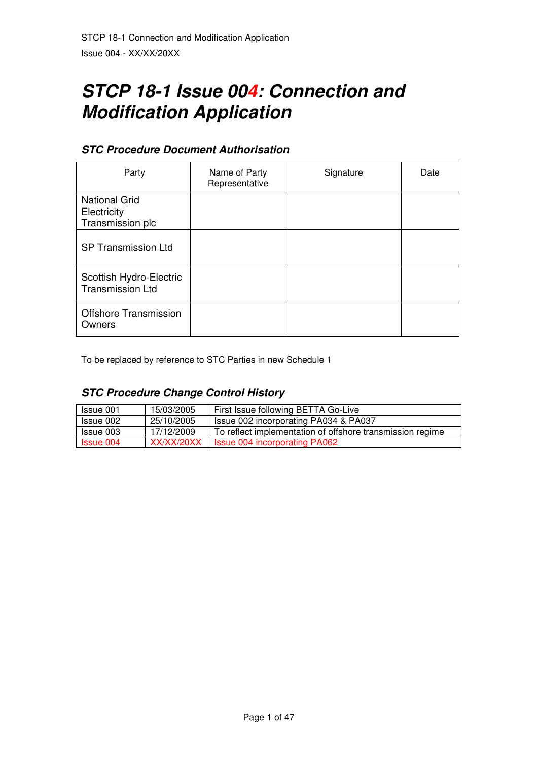# STCP 18-1 Issue 004: Connection and Modification Application

### STC Procedure Document Authorisation

| Party | Name of Party Representative | Signature | Date |
|---|---|---|---|
| National Grid Electricity Transmission plc | | | |
| SP Transmission Ltd | | | |
| Scottish Hydro-Electric Transmission Ltd | | | |
| Offshore Transmission Owners | | | |

To be replaced by reference to STC Parties in new Schedule 1

### STC Procedure Change Control History

| | | |
|---|---|---|
| Issue 001 | 15/03/2005 | First Issue following BETTA Go-Live |
| Issue 002 | 25/10/2005 | Issue 002 incorporating PA034 & PA037 |
| Issue 003 | 17/12/2009 | To reflect implementation of offshore transmission regime |
| Issue 004 | XX/XX/20XX | Issue 004 incorporating PA062 |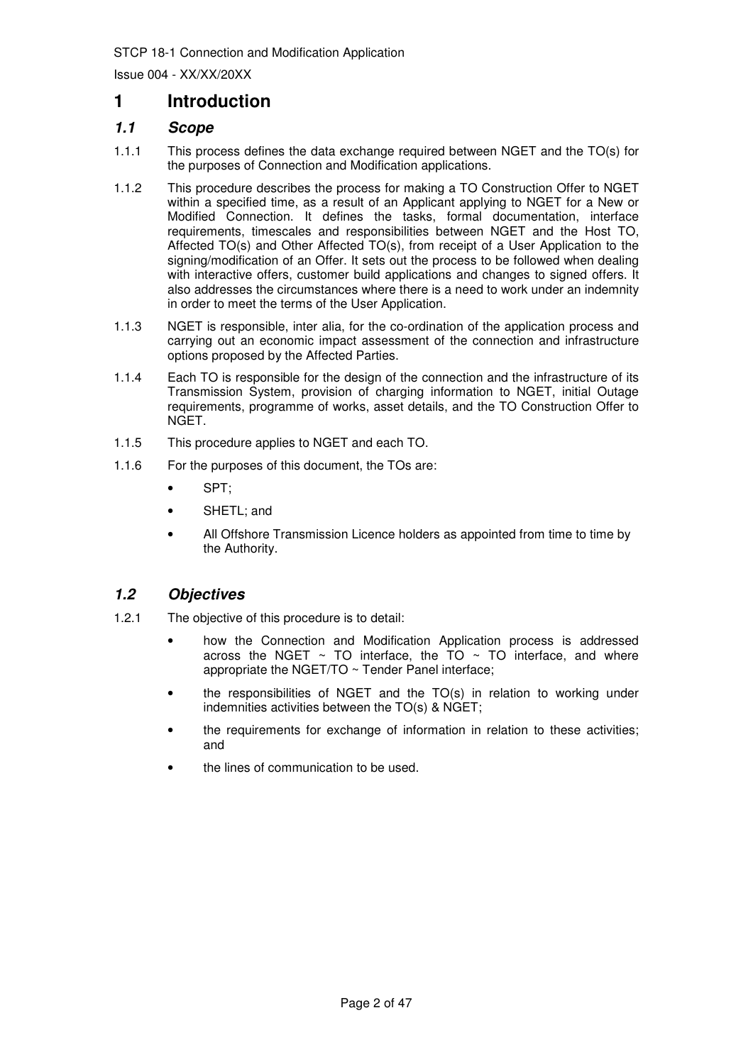# 1 Introduction

## 1.1 Scope

1.1.1 This process defines the data exchange required between NGET and the TO(s) for the purposes of Connection and Modification applications.

1.1.2 This procedure describes the process for making a TO Construction Offer to NGET within a specified time, as a result of an Applicant applying to NGET for a New or Modified Connection. It defines the tasks, formal documentation, interface requirements, timescales and responsibilities between NGET and the Host TO, Affected TO(s) and Other Affected TO(s), from receipt of a User Application to the signing/modification of an Offer. It sets out the process to be followed when dealing with interactive offers, customer build applications and changes to signed offers. It also addresses the circumstances where there is a need to work under an indemnity in order to meet the terms of the User Application.

1.1.3 NGET is responsible, inter alia, for the co-ordination of the application process and carrying out an economic impact assessment of the connection and infrastructure options proposed by the Affected Parties.

1.1.4 Each TO is responsible for the design of the connection and the infrastructure of its Transmission System, provision of charging information to NGET, initial Outage requirements, programme of works, asset details, and the TO Construction Offer to NGET.

1.1.5 This procedure applies to NGET and each TO.

1.1.6 For the purposes of this document, the TOs are:

- SPT;
- SHETL; and
- All Offshore Transmission Licence holders as appointed from time to time by the Authority.

## 1.2 Objectives

1.2.1 The objective of this procedure is to detail:

- how the Connection and Modification Application process is addressed across the NGET ~ TO interface, the TO ~ TO interface, and where appropriate the NGET/TO ~ Tender Panel interface;
- the responsibilities of NGET and the TO(s) in relation to working under indemnities activities between the TO(s) & NGET;
- the requirements for exchange of information in relation to these activities; and
- the lines of communication to be used.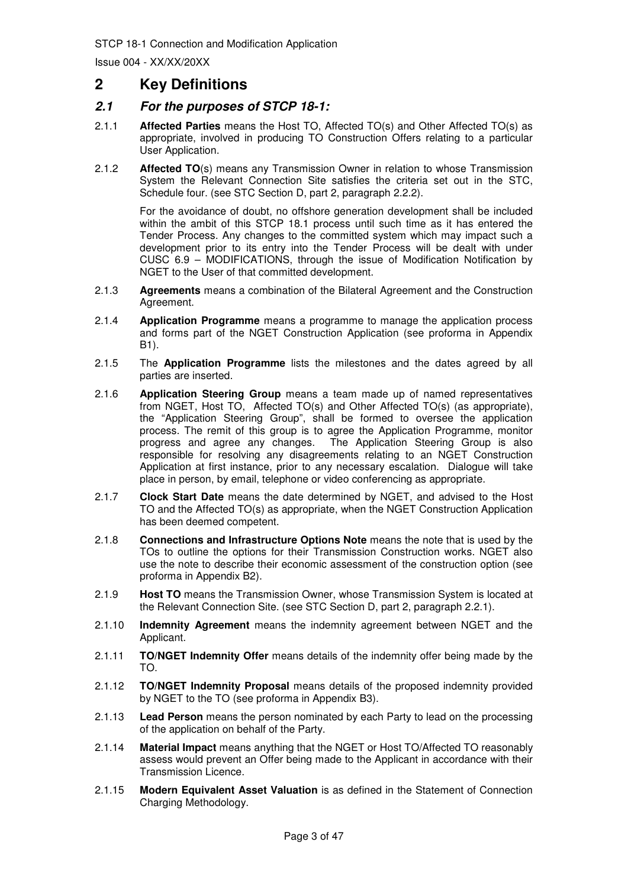# 2 Key Definitions

## *2.1 For the purposes of STCP 18-1:*

2.1.1 **Affected Parties** means the Host TO, Affected TO(s) and Other Affected TO(s) as appropriate, involved in producing TO Construction Offers relating to a particular User Application.

2.1.2 **Affected TO**(s) means any Transmission Owner in relation to whose Transmission System the Relevant Connection Site satisfies the criteria set out in the STC, Schedule four. (see STC Section D, part 2, paragraph 2.2.2).

For the avoidance of doubt, no offshore generation development shall be included within the ambit of this STCP 18.1 process until such time as it has entered the Tender Process. Any changes to the committed system which may impact such a development prior to its entry into the Tender Process will be dealt with under CUSC 6.9 – MODIFICATIONS, through the issue of Modification Notification by NGET to the User of that committed development.

2.1.3 **Agreements** means a combination of the Bilateral Agreement and the Construction Agreement.

2.1.4 **Application Programme** means a programme to manage the application process and forms part of the NGET Construction Application (see proforma in Appendix B1).

2.1.5 The **Application Programme** lists the milestones and the dates agreed by all parties are inserted.

2.1.6 **Application Steering Group** means a team made up of named representatives from NGET, Host TO, Affected TO(s) and Other Affected TO(s) (as appropriate), the "Application Steering Group", shall be formed to oversee the application process. The remit of this group is to agree the Application Programme, monitor progress and agree any changes. The Application Steering Group is also responsible for resolving any disagreements relating to an NGET Construction Application at first instance, prior to any necessary escalation. Dialogue will take place in person, by email, telephone or video conferencing as appropriate.

2.1.7 **Clock Start Date** means the date determined by NGET, and advised to the Host TO and the Affected TO(s) as appropriate, when the NGET Construction Application has been deemed competent.

2.1.8 **Connections and Infrastructure Options Note** means the note that is used by the TOs to outline the options for their Transmission Construction works. NGET also use the note to describe their economic assessment of the construction option (see proforma in Appendix B2).

2.1.9 **Host TO** means the Transmission Owner, whose Transmission System is located at the Relevant Connection Site. (see STC Section D, part 2, paragraph 2.2.1).

2.1.10 **Indemnity Agreement** means the indemnity agreement between NGET and the Applicant.

2.1.11 **TO/NGET Indemnity Offer** means details of the indemnity offer being made by the TO.

2.1.12 **TO/NGET Indemnity Proposal** means details of the proposed indemnity provided by NGET to the TO (see proforma in Appendix B3).

2.1.13 **Lead Person** means the person nominated by each Party to lead on the processing of the application on behalf of the Party.

2.1.14 **Material Impact** means anything that the NGET or Host TO/Affected TO reasonably assess would prevent an Offer being made to the Applicant in accordance with their Transmission Licence.

2.1.15 **Modern Equivalent Asset Valuation** is as defined in the Statement of Connection Charging Methodology.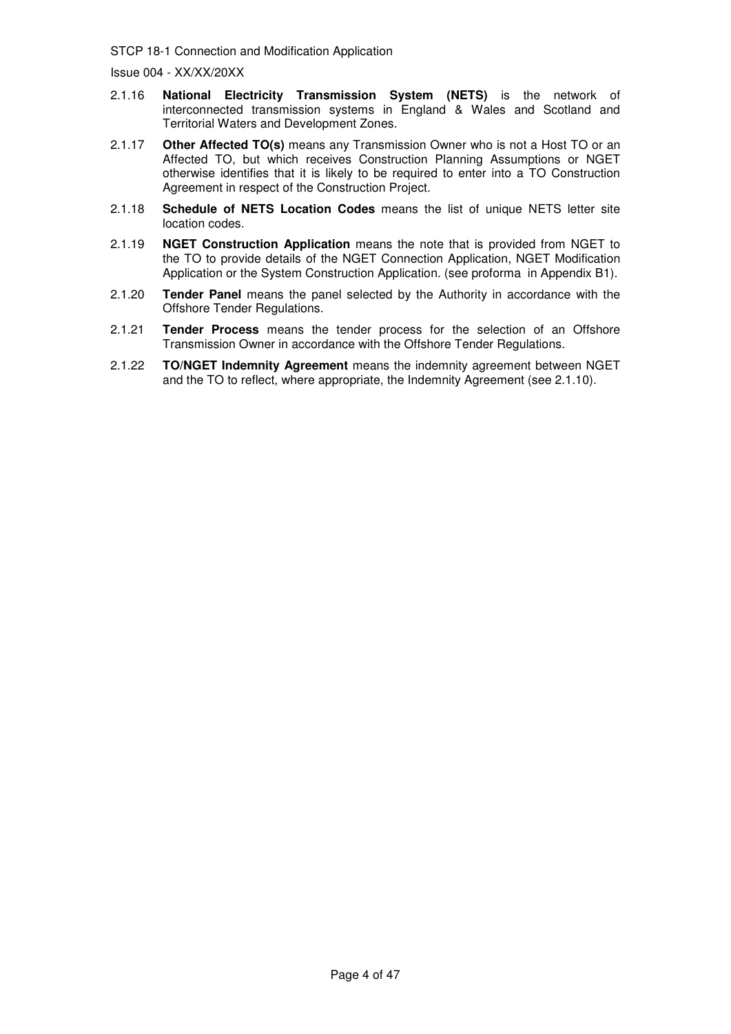2.1.16 **National Electricity Transmission System (NETS)** is the network of interconnected transmission systems in England & Wales and Scotland and Territorial Waters and Development Zones.

2.1.17 **Other Affected TO(s)** means any Transmission Owner who is not a Host TO or an Affected TO, but which receives Construction Planning Assumptions or NGET otherwise identifies that it is likely to be required to enter into a TO Construction Agreement in respect of the Construction Project.

2.1.18 **Schedule of NETS Location Codes** means the list of unique NETS letter site location codes.

2.1.19 **NGET Construction Application** means the note that is provided from NGET to the TO to provide details of the NGET Connection Application, NGET Modification Application or the System Construction Application. (see proforma in Appendix B1).

2.1.20 **Tender Panel** means the panel selected by the Authority in accordance with the Offshore Tender Regulations.

2.1.21 **Tender Process** means the tender process for the selection of an Offshore Transmission Owner in accordance with the Offshore Tender Regulations.

2.1.22 **TO/NGET Indemnity Agreement** means the indemnity agreement between NGET and the TO to reflect, where appropriate, the Indemnity Agreement (see 2.1.10).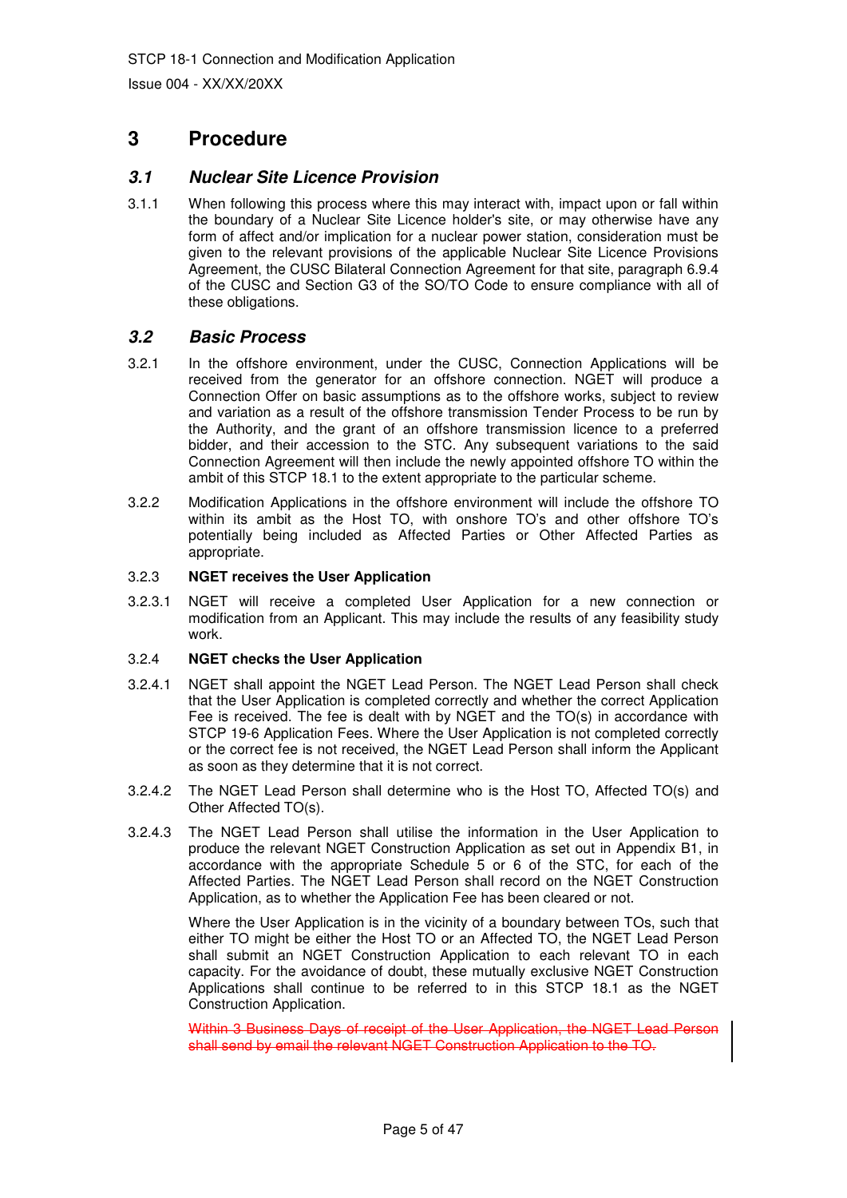# 3 Procedure

## 3.1 Nuclear Site Licence Provision

3.1.1 When following this process where this may interact with, impact upon or fall within the boundary of a Nuclear Site Licence holder's site, or may otherwise have any form of affect and/or implication for a nuclear power station, consideration must be given to the relevant provisions of the applicable Nuclear Site Licence Provisions Agreement, the CUSC Bilateral Connection Agreement for that site, paragraph 6.9.4 of the CUSC and Section G3 of the SO/TO Code to ensure compliance with all of these obligations.

## 3.2 Basic Process

3.2.1 In the offshore environment, under the CUSC, Connection Applications will be received from the generator for an offshore connection. NGET will produce a Connection Offer on basic assumptions as to the offshore works, subject to review and variation as a result of the offshore transmission Tender Process to be run by the Authority, and the grant of an offshore transmission licence to a preferred bidder, and their accession to the STC. Any subsequent variations to the said Connection Agreement will then include the newly appointed offshore TO within the ambit of this STCP 18.1 to the extent appropriate to the particular scheme.

3.2.2 Modification Applications in the offshore environment will include the offshore TO within its ambit as the Host TO, with onshore TO's and other offshore TO's potentially being included as Affected Parties or Other Affected Parties as appropriate.

3.2.3 **NGET receives the User Application**

3.2.3.1 NGET will receive a completed User Application for a new connection or modification from an Applicant. This may include the results of any feasibility study work.

3.2.4 **NGET checks the User Application**

3.2.4.1 NGET shall appoint the NGET Lead Person. The NGET Lead Person shall check that the User Application is completed correctly and whether the correct Application Fee is received. The fee is dealt with by NGET and the TO(s) in accordance with STCP 19-6 Application Fees. Where the User Application is not completed correctly or the correct fee is not received, the NGET Lead Person shall inform the Applicant as soon as they determine that it is not correct.

3.2.4.2 The NGET Lead Person shall determine who is the Host TO, Affected TO(s) and Other Affected TO(s).

3.2.4.3 The NGET Lead Person shall utilise the information in the User Application to produce the relevant NGET Construction Application as set out in Appendix B1, in accordance with the appropriate Schedule 5 or 6 of the STC, for each of the Affected Parties. The NGET Lead Person shall record on the NGET Construction Application, as to whether the Application Fee has been cleared or not.

Where the User Application is in the vicinity of a boundary between TOs, such that either TO might be either the Host TO or an Affected TO, the NGET Lead Person shall submit an NGET Construction Application to each relevant TO in each capacity. For the avoidance of doubt, these mutually exclusive NGET Construction Applications shall continue to be referred to in this STCP 18.1 as the NGET Construction Application.

~~Within 3 Business Days of receipt of the User Application, the NGET Lead Person shall send by email the relevant NGET Construction Application to the TO.~~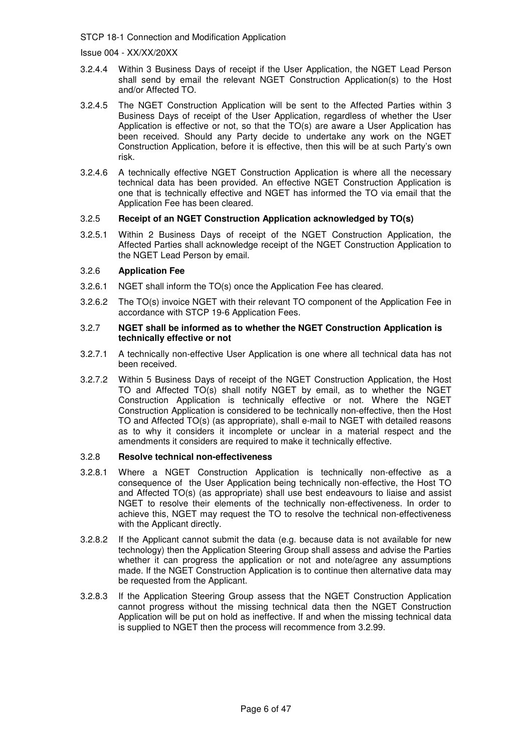3.2.4.4 Within 3 Business Days of receipt if the User Application, the NGET Lead Person shall send by email the relevant NGET Construction Application(s) to the Host and/or Affected TO.

3.2.4.5 The NGET Construction Application will be sent to the Affected Parties within 3 Business Days of receipt of the User Application, regardless of whether the User Application is effective or not, so that the TO(s) are aware a User Application has been received. Should any Party decide to undertake any work on the NGET Construction Application, before it is effective, then this will be at such Party's own risk.

3.2.4.6 A technically effective NGET Construction Application is where all the necessary technical data has been provided. An effective NGET Construction Application is one that is technically effective and NGET has informed the TO via email that the Application Fee has been cleared.

### 3.2.5 Receipt of an NGET Construction Application acknowledged by TO(s)

3.2.5.1 Within 2 Business Days of receipt of the NGET Construction Application, the Affected Parties shall acknowledge receipt of the NGET Construction Application to the NGET Lead Person by email.

### 3.2.6 Application Fee

3.2.6.1 NGET shall inform the TO(s) once the Application Fee has cleared.

3.2.6.2 The TO(s) invoice NGET with their relevant TO component of the Application Fee in accordance with STCP 19-6 Application Fees.

### 3.2.7 NGET shall be informed as to whether the NGET Construction Application is technically effective or not

3.2.7.1 A technically non-effective User Application is one where all technical data has not been received.

3.2.7.2 Within 5 Business Days of receipt of the NGET Construction Application, the Host TO and Affected TO(s) shall notify NGET by email, as to whether the NGET Construction Application is technically effective or not. Where the NGET Construction Application is considered to be technically non-effective, then the Host TO and Affected TO(s) (as appropriate), shall e-mail to NGET with detailed reasons as to why it considers it incomplete or unclear in a material respect and the amendments it considers are required to make it technically effective.

### 3.2.8 Resolve technical non-effectiveness

3.2.8.1 Where a NGET Construction Application is technically non-effective as a consequence of the User Application being technically non-effective, the Host TO and Affected TO(s) (as appropriate) shall use best endeavours to liaise and assist NGET to resolve their elements of the technically non-effectiveness. In order to achieve this, NGET may request the TO to resolve the technical non-effectiveness with the Applicant directly.

3.2.8.2 If the Applicant cannot submit the data (e.g. because data is not available for new technology) then the Application Steering Group shall assess and advise the Parties whether it can progress the application or not and note/agree any assumptions made. If the NGET Construction Application is to continue then alternative data may be requested from the Applicant.

3.2.8.3 If the Application Steering Group assess that the NGET Construction Application cannot progress without the missing technical data then the NGET Construction Application will be put on hold as ineffective. If and when the missing technical data is supplied to NGET then the process will recommence from 3.2.99.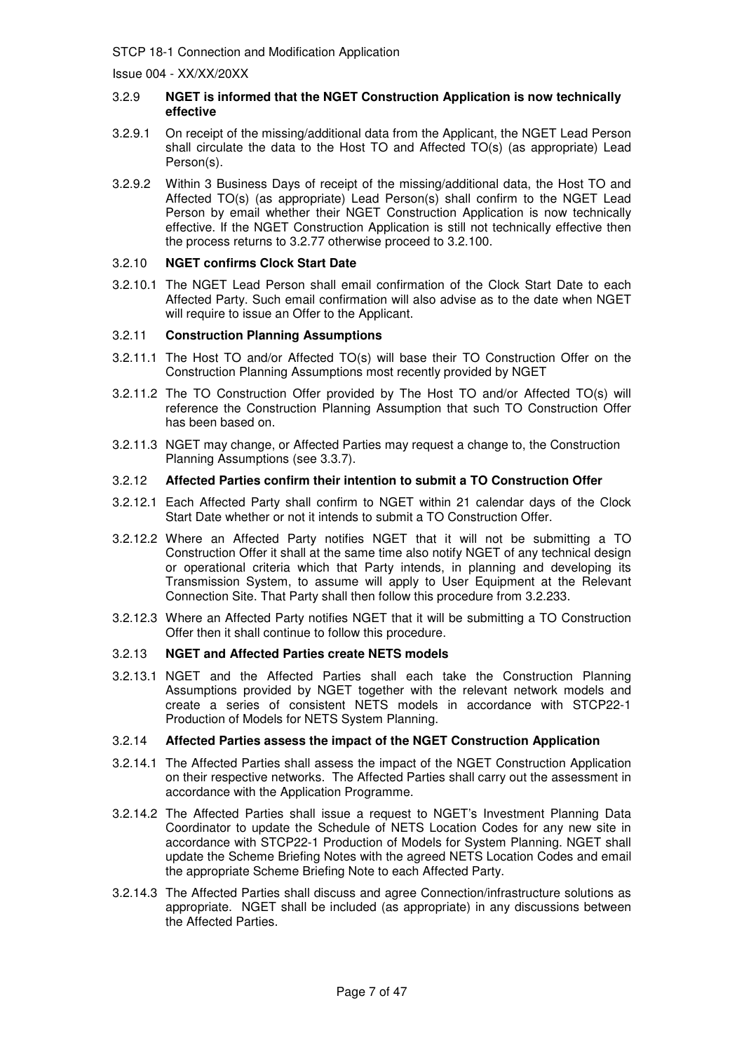### 3.2.9 NGET is informed that the NGET Construction Application is now technically effective

3.2.9.1 On receipt of the missing/additional data from the Applicant, the NGET Lead Person shall circulate the data to the Host TO and Affected TO(s) (as appropriate) Lead Person(s).

3.2.9.2 Within 3 Business Days of receipt of the missing/additional data, the Host TO and Affected TO(s) (as appropriate) Lead Person(s) shall confirm to the NGET Lead Person by email whether their NGET Construction Application is now technically effective. If the NGET Construction Application is still not technically effective then the process returns to 3.2.77 otherwise proceed to 3.2.100.

### 3.2.10 NGET confirms Clock Start Date

3.2.10.1 The NGET Lead Person shall email confirmation of the Clock Start Date to each Affected Party. Such email confirmation will also advise as to the date when NGET will require to issue an Offer to the Applicant.

### 3.2.11 Construction Planning Assumptions

3.2.11.1 The Host TO and/or Affected TO(s) will base their TO Construction Offer on the Construction Planning Assumptions most recently provided by NGET

3.2.11.2 The TO Construction Offer provided by The Host TO and/or Affected TO(s) will reference the Construction Planning Assumption that such TO Construction Offer has been based on.

3.2.11.3 NGET may change, or Affected Parties may request a change to, the Construction Planning Assumptions (see 3.3.7).

### 3.2.12 Affected Parties confirm their intention to submit a TO Construction Offer

3.2.12.1 Each Affected Party shall confirm to NGET within 21 calendar days of the Clock Start Date whether or not it intends to submit a TO Construction Offer.

3.2.12.2 Where an Affected Party notifies NGET that it will not be submitting a TO Construction Offer it shall at the same time also notify NGET of any technical design or operational criteria which that Party intends, in planning and developing its Transmission System, to assume will apply to User Equipment at the Relevant Connection Site. That Party shall then follow this procedure from 3.2.233.

3.2.12.3 Where an Affected Party notifies NGET that it will be submitting a TO Construction Offer then it shall continue to follow this procedure.

### 3.2.13 NGET and Affected Parties create NETS models

3.2.13.1 NGET and the Affected Parties shall each take the Construction Planning Assumptions provided by NGET together with the relevant network models and create a series of consistent NETS models in accordance with STCP22-1 Production of Models for NETS System Planning.

### 3.2.14 Affected Parties assess the impact of the NGET Construction Application

3.2.14.1 The Affected Parties shall assess the impact of the NGET Construction Application on their respective networks. The Affected Parties shall carry out the assessment in accordance with the Application Programme.

3.2.14.2 The Affected Parties shall issue a request to NGET's Investment Planning Data Coordinator to update the Schedule of NETS Location Codes for any new site in accordance with STCP22-1 Production of Models for System Planning. NGET shall update the Scheme Briefing Notes with the agreed NETS Location Codes and email the appropriate Scheme Briefing Note to each Affected Party.

3.2.14.3 The Affected Parties shall discuss and agree Connection/infrastructure solutions as appropriate. NGET shall be included (as appropriate) in any discussions between the Affected Parties.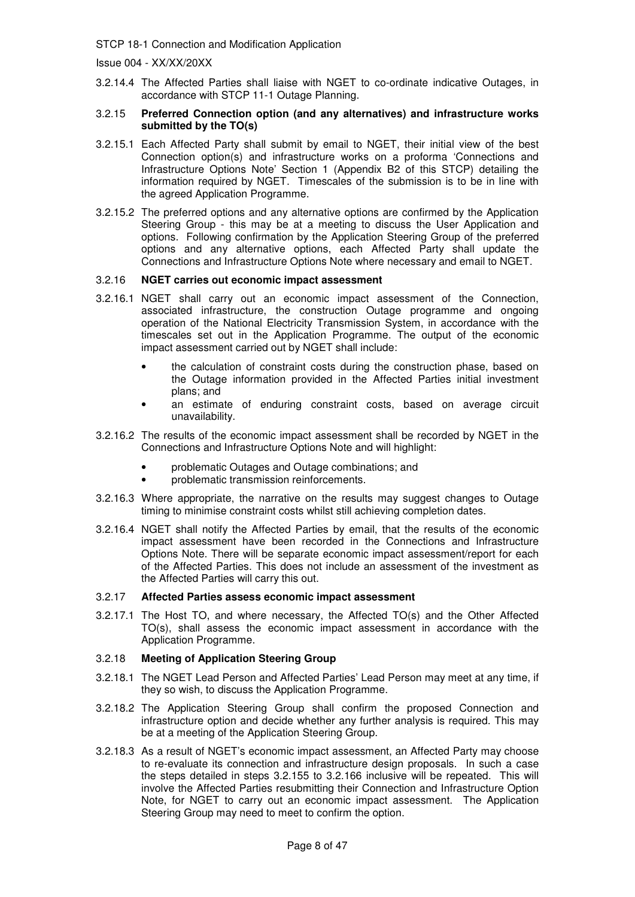3.2.14.4 The Affected Parties shall liaise with NGET to co-ordinate indicative Outages, in accordance with STCP 11-1 Outage Planning.

### 3.2.15 Preferred Connection option (and any alternatives) and infrastructure works submitted by the TO(s)

3.2.15.1 Each Affected Party shall submit by email to NGET, their initial view of the best Connection option(s) and infrastructure works on a proforma 'Connections and Infrastructure Options Note' Section 1 (Appendix B2 of this STCP) detailing the information required by NGET. Timescales of the submission is to be in line with the agreed Application Programme.

3.2.15.2 The preferred options and any alternative options are confirmed by the Application Steering Group - this may be at a meeting to discuss the User Application and options. Following confirmation by the Application Steering Group of the preferred options and any alternative options, each Affected Party shall update the Connections and Infrastructure Options Note where necessary and email to NGET.

### 3.2.16 NGET carries out economic impact assessment

3.2.16.1 NGET shall carry out an economic impact assessment of the Connection, associated infrastructure, the construction Outage programme and ongoing operation of the National Electricity Transmission System, in accordance with the timescales set out in the Application Programme. The output of the economic impact assessment carried out by NGET shall include:

- the calculation of constraint costs during the construction phase, based on the Outage information provided in the Affected Parties initial investment plans; and
- an estimate of enduring constraint costs, based on average circuit unavailability.

3.2.16.2 The results of the economic impact assessment shall be recorded by NGET in the Connections and Infrastructure Options Note and will highlight:

- problematic Outages and Outage combinations; and
- problematic transmission reinforcements.

3.2.16.3 Where appropriate, the narrative on the results may suggest changes to Outage timing to minimise constraint costs whilst still achieving completion dates.

3.2.16.4 NGET shall notify the Affected Parties by email, that the results of the economic impact assessment have been recorded in the Connections and Infrastructure Options Note. There will be separate economic impact assessment/report for each of the Affected Parties. This does not include an assessment of the investment as the Affected Parties will carry this out.

### 3.2.17 Affected Parties assess economic impact assessment

3.2.17.1 The Host TO, and where necessary, the Affected TO(s) and the Other Affected TO(s), shall assess the economic impact assessment in accordance with the Application Programme.

### 3.2.18 Meeting of Application Steering Group

3.2.18.1 The NGET Lead Person and Affected Parties' Lead Person may meet at any time, if they so wish, to discuss the Application Programme.

3.2.18.2 The Application Steering Group shall confirm the proposed Connection and infrastructure option and decide whether any further analysis is required. This may be at a meeting of the Application Steering Group.

3.2.18.3 As a result of NGET's economic impact assessment, an Affected Party may choose to re-evaluate its connection and infrastructure design proposals. In such a case the steps detailed in steps 3.2.155 to 3.2.166 inclusive will be repeated. This will involve the Affected Parties resubmitting their Connection and Infrastructure Option Note, for NGET to carry out an economic impact assessment. The Application Steering Group may need to meet to confirm the option.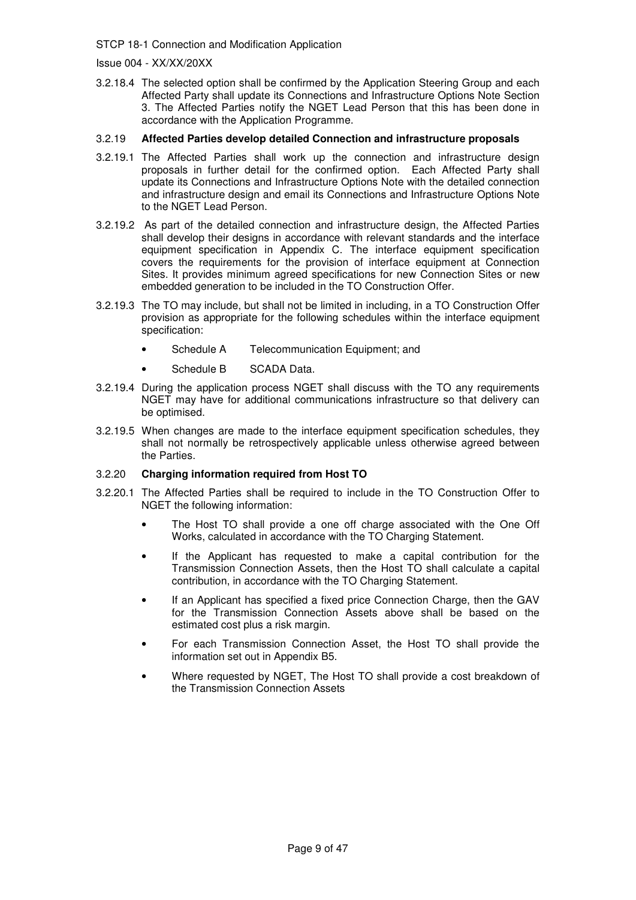3.2.18.4 The selected option shall be confirmed by the Application Steering Group and each Affected Party shall update its Connections and Infrastructure Options Note Section 3. The Affected Parties notify the NGET Lead Person that this has been done in accordance with the Application Programme.

3.2.19 **Affected Parties develop detailed Connection and infrastructure proposals**

3.2.19.1 The Affected Parties shall work up the connection and infrastructure design proposals in further detail for the confirmed option. Each Affected Party shall update its Connections and Infrastructure Options Note with the detailed connection and infrastructure design and email its Connections and Infrastructure Options Note to the NGET Lead Person.

3.2.19.2 As part of the detailed connection and infrastructure design, the Affected Parties shall develop their designs in accordance with relevant standards and the interface equipment specification in Appendix C. The interface equipment specification covers the requirements for the provision of interface equipment at Connection Sites. It provides minimum agreed specifications for new Connection Sites or new embedded generation to be included in the TO Construction Offer.

3.2.19.3 The TO may include, but shall not be limited in including, in a TO Construction Offer provision as appropriate for the following schedules within the interface equipment specification:

- Schedule A Telecommunication Equipment; and
- Schedule B SCADA Data.

3.2.19.4 During the application process NGET shall discuss with the TO any requirements NGET may have for additional communications infrastructure so that delivery can be optimised.

3.2.19.5 When changes are made to the interface equipment specification schedules, they shall not normally be retrospectively applicable unless otherwise agreed between the Parties.

3.2.20 **Charging information required from Host TO**

3.2.20.1 The Affected Parties shall be required to include in the TO Construction Offer to NGET the following information:

- The Host TO shall provide a one off charge associated with the One Off Works, calculated in accordance with the TO Charging Statement.
- If the Applicant has requested to make a capital contribution for the Transmission Connection Assets, then the Host TO shall calculate a capital contribution, in accordance with the TO Charging Statement.
- If an Applicant has specified a fixed price Connection Charge, then the GAV for the Transmission Connection Assets above shall be based on the estimated cost plus a risk margin.
- For each Transmission Connection Asset, the Host TO shall provide the information set out in Appendix B5.
- Where requested by NGET, The Host TO shall provide a cost breakdown of the Transmission Connection Assets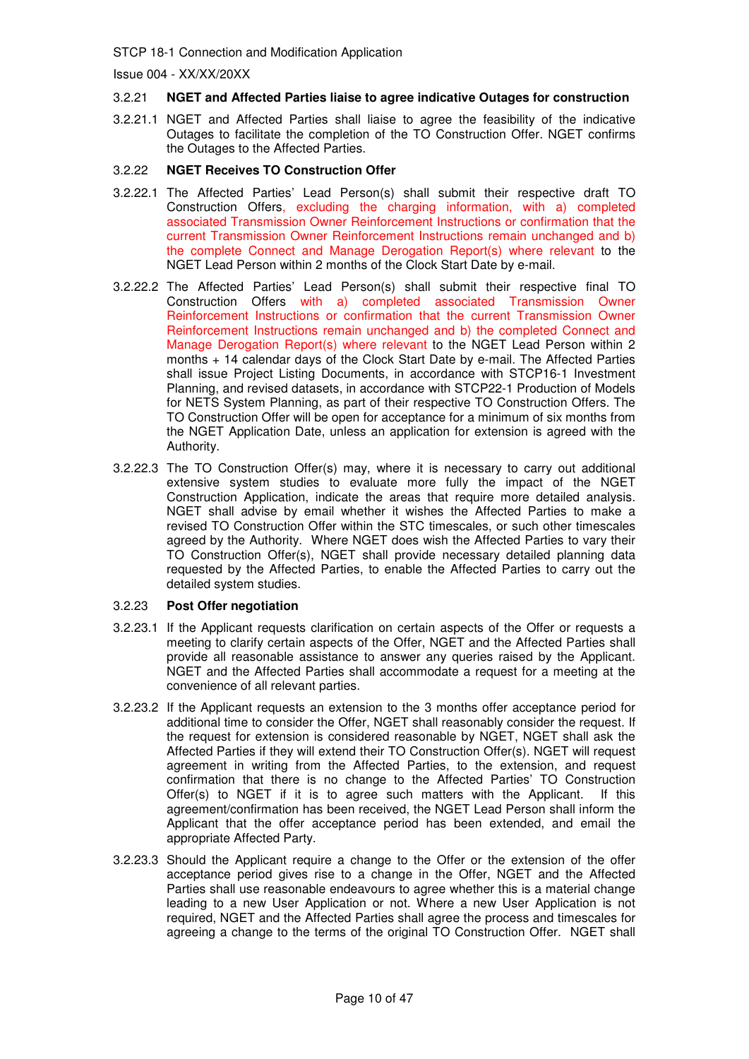### 3.2.21 NGET and Affected Parties liaise to agree indicative Outages for construction

3.2.21.1 NGET and Affected Parties shall liaise to agree the feasibility of the indicative Outages to facilitate the completion of the TO Construction Offer. NGET confirms the Outages to the Affected Parties.

### 3.2.22 NGET Receives TO Construction Offer

3.2.22.1 The Affected Parties' Lead Person(s) shall submit their respective draft TO Construction Offers, excluding the charging information, with a) completed associated Transmission Owner Reinforcement Instructions or confirmation that the current Transmission Owner Reinforcement Instructions remain unchanged and b) the complete Connect and Manage Derogation Report(s) where relevant to the NGET Lead Person within 2 months of the Clock Start Date by e-mail.

3.2.22.2 The Affected Parties' Lead Person(s) shall submit their respective final TO Construction Offers with a) completed associated Transmission Owner Reinforcement Instructions or confirmation that the current Transmission Owner Reinforcement Instructions remain unchanged and b) the completed Connect and Manage Derogation Report(s) where relevant to the NGET Lead Person within 2 months + 14 calendar days of the Clock Start Date by e-mail. The Affected Parties shall issue Project Listing Documents, in accordance with STCP16-1 Investment Planning, and revised datasets, in accordance with STCP22-1 Production of Models for NETS System Planning, as part of their respective TO Construction Offers. The TO Construction Offer will be open for acceptance for a minimum of six months from the NGET Application Date, unless an application for extension is agreed with the Authority.

3.2.22.3 The TO Construction Offer(s) may, where it is necessary to carry out additional extensive system studies to evaluate more fully the impact of the NGET Construction Application, indicate the areas that require more detailed analysis. NGET shall advise by email whether it wishes the Affected Parties to make a revised TO Construction Offer within the STC timescales, or such other timescales agreed by the Authority. Where NGET does wish the Affected Parties to vary their TO Construction Offer(s), NGET shall provide necessary detailed planning data requested by the Affected Parties, to enable the Affected Parties to carry out the detailed system studies.

### 3.2.23 Post Offer negotiation

3.2.23.1 If the Applicant requests clarification on certain aspects of the Offer or requests a meeting to clarify certain aspects of the Offer, NGET and the Affected Parties shall provide all reasonable assistance to answer any queries raised by the Applicant. NGET and the Affected Parties shall accommodate a request for a meeting at the convenience of all relevant parties.

3.2.23.2 If the Applicant requests an extension to the 3 months offer acceptance period for additional time to consider the Offer, NGET shall reasonably consider the request. If the request for extension is considered reasonable by NGET, NGET shall ask the Affected Parties if they will extend their TO Construction Offer(s). NGET will request agreement in writing from the Affected Parties, to the extension, and request confirmation that there is no change to the Affected Parties' TO Construction Offer(s) to NGET if it is to agree such matters with the Applicant. If this agreement/confirmation has been received, the NGET Lead Person shall inform the Applicant that the offer acceptance period has been extended, and email the appropriate Affected Party.

3.2.23.3 Should the Applicant require a change to the Offer or the extension of the offer acceptance period gives rise to a change in the Offer, NGET and the Affected Parties shall use reasonable endeavours to agree whether this is a material change leading to a new User Application or not. Where a new User Application is not required, NGET and the Affected Parties shall agree the process and timescales for agreeing a change to the terms of the original TO Construction Offer. NGET shall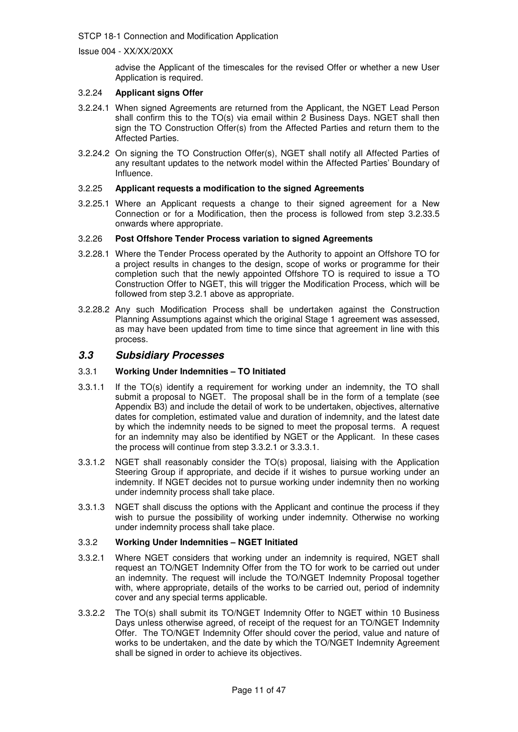advise the Applicant of the timescales for the revised Offer or whether a new User Application is required.

3.2.24 **Applicant signs Offer**

3.2.24.1 When signed Agreements are returned from the Applicant, the NGET Lead Person shall confirm this to the TO(s) via email within 2 Business Days. NGET shall then sign the TO Construction Offer(s) from the Affected Parties and return them to the Affected Parties.

3.2.24.2 On signing the TO Construction Offer(s), NGET shall notify all Affected Parties of any resultant updates to the network model within the Affected Parties' Boundary of Influence.

3.2.25 **Applicant requests a modification to the signed Agreements**

3.2.25.1 Where an Applicant requests a change to their signed agreement for a New Connection or for a Modification, then the process is followed from step 3.2.33.5 onwards where appropriate.

3.2.26 **Post Offshore Tender Process variation to signed Agreements**

3.2.28.1 Where the Tender Process operated by the Authority to appoint an Offshore TO for a project results in changes to the design, scope of works or programme for their completion such that the newly appointed Offshore TO is required to issue a TO Construction Offer to NGET, this will trigger the Modification Process, which will be followed from step 3.2.1 above as appropriate.

3.2.28.2 Any such Modification Process shall be undertaken against the Construction Planning Assumptions against which the original Stage 1 agreement was assessed, as may have been updated from time to time since that agreement in line with this process.

## *3.3 Subsidiary Processes*

3.3.1 **Working Under Indemnities – TO Initiated**

3.3.1.1 If the TO(s) identify a requirement for working under an indemnity, the TO shall submit a proposal to NGET. The proposal shall be in the form of a template (see Appendix B3) and include the detail of work to be undertaken, objectives, alternative dates for completion, estimated value and duration of indemnity, and the latest date by which the indemnity needs to be signed to meet the proposal terms. A request for an indemnity may also be identified by NGET or the Applicant. In these cases the process will continue from step 3.3.2.1 or 3.3.3.1.

3.3.1.2 NGET shall reasonably consider the TO(s) proposal, liaising with the Application Steering Group if appropriate, and decide if it wishes to pursue working under an indemnity. If NGET decides not to pursue working under indemnity then no working under indemnity process shall take place.

3.3.1.3 NGET shall discuss the options with the Applicant and continue the process if they wish to pursue the possibility of working under indemnity. Otherwise no working under indemnity process shall take place.

3.3.2 **Working Under Indemnities – NGET Initiated**

3.3.2.1 Where NGET considers that working under an indemnity is required, NGET shall request an TO/NGET Indemnity Offer from the TO for work to be carried out under an indemnity. The request will include the TO/NGET Indemnity Proposal together with, where appropriate, details of the works to be carried out, period of indemnity cover and any special terms applicable.

3.3.2.2 The TO(s) shall submit its TO/NGET Indemnity Offer to NGET within 10 Business Days unless otherwise agreed, of receipt of the request for an TO/NGET Indemnity Offer. The TO/NGET Indemnity Offer should cover the period, value and nature of works to be undertaken, and the date by which the TO/NGET Indemnity Agreement shall be signed in order to achieve its objectives.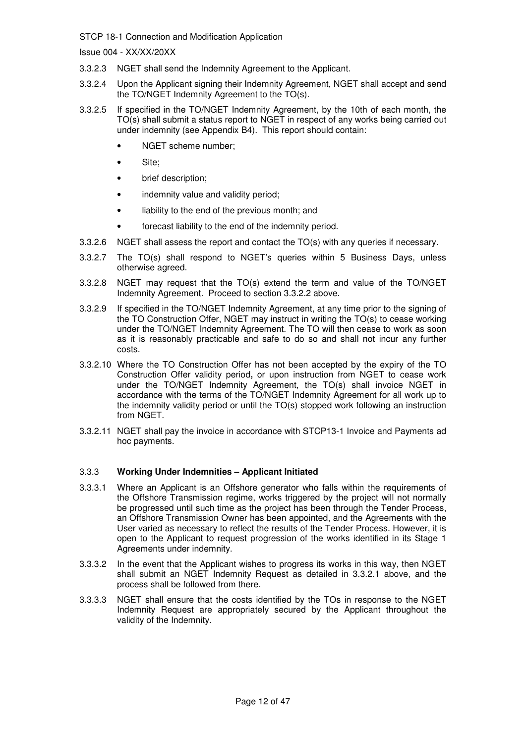3.3.2.3 NGET shall send the Indemnity Agreement to the Applicant.

3.3.2.4 Upon the Applicant signing their Indemnity Agreement, NGET shall accept and send the TO/NGET Indemnity Agreement to the TO(s).

3.3.2.5 If specified in the TO/NGET Indemnity Agreement, by the 10th of each month, the TO(s) shall submit a status report to NGET in respect of any works being carried out under indemnity (see Appendix B4). This report should contain:

- NGET scheme number;
- Site;
- brief description;
- indemnity value and validity period;
- liability to the end of the previous month; and
- forecast liability to the end of the indemnity period.

3.3.2.6 NGET shall assess the report and contact the TO(s) with any queries if necessary.

3.3.2.7 The TO(s) shall respond to NGET's queries within 5 Business Days, unless otherwise agreed.

3.3.2.8 NGET may request that the TO(s) extend the term and value of the TO/NGET Indemnity Agreement. Proceed to section 3.3.2.2 above.

3.3.2.9 If specified in the TO/NGET Indemnity Agreement, at any time prior to the signing of the TO Construction Offer, NGET may instruct in writing the TO(s) to cease working under the TO/NGET Indemnity Agreement. The TO will then cease to work as soon as it is reasonably practicable and safe to do so and shall not incur any further costs.

3.3.2.10 Where the TO Construction Offer has not been accepted by the expiry of the TO Construction Offer validity period**,** or upon instruction from NGET to cease work under the TO/NGET Indemnity Agreement, the TO(s) shall invoice NGET in accordance with the terms of the TO/NGET Indemnity Agreement for all work up to the indemnity validity period or until the TO(s) stopped work following an instruction from NGET.

3.3.2.11 NGET shall pay the invoice in accordance with STCP13-1 Invoice and Payments ad hoc payments.

### 3.3.3 **Working Under Indemnities – Applicant Initiated**

3.3.3.1 Where an Applicant is an Offshore generator who falls within the requirements of the Offshore Transmission regime, works triggered by the project will not normally be progressed until such time as the project has been through the Tender Process, an Offshore Transmission Owner has been appointed, and the Agreements with the User varied as necessary to reflect the results of the Tender Process. However, it is open to the Applicant to request progression of the works identified in its Stage 1 Agreements under indemnity.

3.3.3.2 In the event that the Applicant wishes to progress its works in this way, then NGET shall submit an NGET Indemnity Request as detailed in 3.3.2.1 above, and the process shall be followed from there.

3.3.3.3 NGET shall ensure that the costs identified by the TOs in response to the NGET Indemnity Request are appropriately secured by the Applicant throughout the validity of the Indemnity.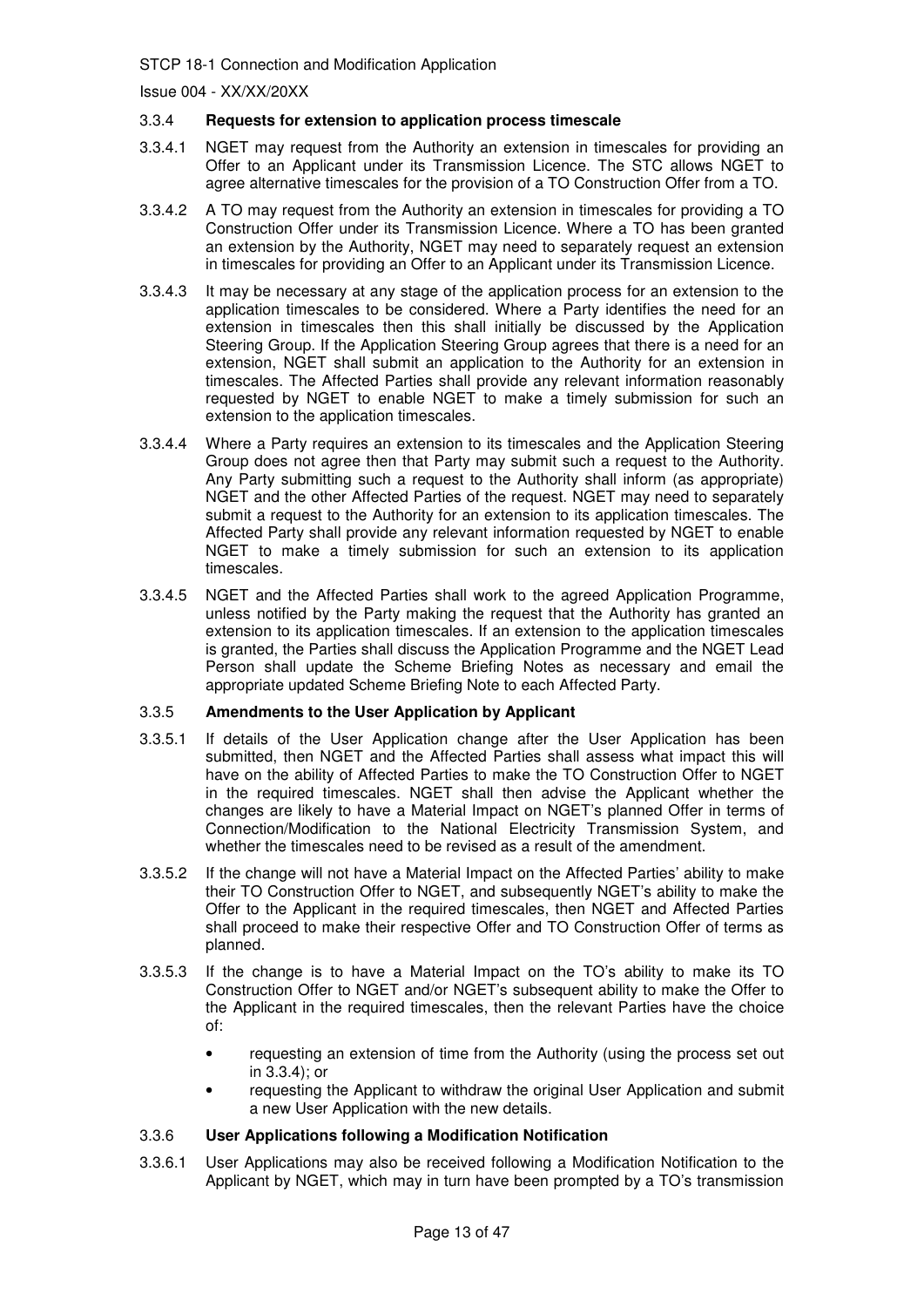### 3.3.4 **Requests for extension to application process timescale**

3.3.4.1 NGET may request from the Authority an extension in timescales for providing an Offer to an Applicant under its Transmission Licence. The STC allows NGET to agree alternative timescales for the provision of a TO Construction Offer from a TO.

3.3.4.2 A TO may request from the Authority an extension in timescales for providing a TO Construction Offer under its Transmission Licence. Where a TO has been granted an extension by the Authority, NGET may need to separately request an extension in timescales for providing an Offer to an Applicant under its Transmission Licence.

3.3.4.3 It may be necessary at any stage of the application process for an extension to the application timescales to be considered. Where a Party identifies the need for an extension in timescales then this shall initially be discussed by the Application Steering Group. If the Application Steering Group agrees that there is a need for an extension, NGET shall submit an application to the Authority for an extension in timescales. The Affected Parties shall provide any relevant information reasonably requested by NGET to enable NGET to make a timely submission for such an extension to the application timescales.

3.3.4.4 Where a Party requires an extension to its timescales and the Application Steering Group does not agree then that Party may submit such a request to the Authority. Any Party submitting such a request to the Authority shall inform (as appropriate) NGET and the other Affected Parties of the request. NGET may need to separately submit a request to the Authority for an extension to its application timescales. The Affected Party shall provide any relevant information requested by NGET to enable NGET to make a timely submission for such an extension to its application timescales.

3.3.4.5 NGET and the Affected Parties shall work to the agreed Application Programme, unless notified by the Party making the request that the Authority has granted an extension to its application timescales. If an extension to the application timescales is granted, the Parties shall discuss the Application Programme and the NGET Lead Person shall update the Scheme Briefing Notes as necessary and email the appropriate updated Scheme Briefing Note to each Affected Party.

### 3.3.5 **Amendments to the User Application by Applicant**

3.3.5.1 If details of the User Application change after the User Application has been submitted, then NGET and the Affected Parties shall assess what impact this will have on the ability of Affected Parties to make the TO Construction Offer to NGET in the required timescales. NGET shall then advise the Applicant whether the changes are likely to have a Material Impact on NGET's planned Offer in terms of Connection/Modification to the National Electricity Transmission System, and whether the timescales need to be revised as a result of the amendment.

3.3.5.2 If the change will not have a Material Impact on the Affected Parties' ability to make their TO Construction Offer to NGET, and subsequently NGET's ability to make the Offer to the Applicant in the required timescales, then NGET and Affected Parties shall proceed to make their respective Offer and TO Construction Offer of terms as planned.

3.3.5.3 If the change is to have a Material Impact on the TO's ability to make its TO Construction Offer to NGET and/or NGET's subsequent ability to make the Offer to the Applicant in the required timescales, then the relevant Parties have the choice of:

- requesting an extension of time from the Authority (using the process set out in 3.3.4); or
- requesting the Applicant to withdraw the original User Application and submit a new User Application with the new details.

### 3.3.6 **User Applications following a Modification Notification**

3.3.6.1 User Applications may also be received following a Modification Notification to the Applicant by NGET, which may in turn have been prompted by a TO's transmission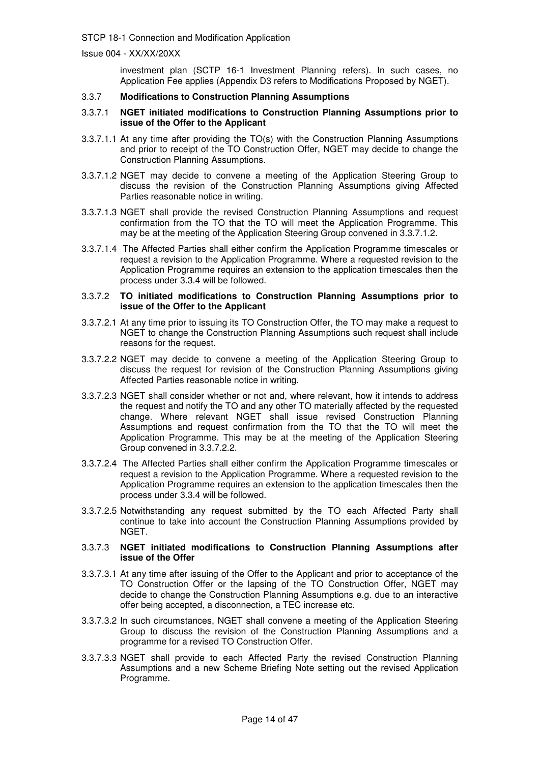investment plan (SCTP 16-1 Investment Planning refers). In such cases, no Application Fee applies (Appendix D3 refers to Modifications Proposed by NGET).

### 3.3.7 Modifications to Construction Planning Assumptions

#### 3.3.7.1 NGET initiated modifications to Construction Planning Assumptions prior to issue of the Offer to the Applicant

3.3.7.1.1 At any time after providing the TO(s) with the Construction Planning Assumptions and prior to receipt of the TO Construction Offer, NGET may decide to change the Construction Planning Assumptions.

3.3.7.1.2 NGET may decide to convene a meeting of the Application Steering Group to discuss the revision of the Construction Planning Assumptions giving Affected Parties reasonable notice in writing.

3.3.7.1.3 NGET shall provide the revised Construction Planning Assumptions and request confirmation from the TO that the TO will meet the Application Programme. This may be at the meeting of the Application Steering Group convened in 3.3.7.1.2.

3.3.7.1.4 The Affected Parties shall either confirm the Application Programme timescales or request a revision to the Application Programme. Where a requested revision to the Application Programme requires an extension to the application timescales then the process under 3.3.4 will be followed.

#### 3.3.7.2 TO initiated modifications to Construction Planning Assumptions prior to issue of the Offer to the Applicant

3.3.7.2.1 At any time prior to issuing its TO Construction Offer, the TO may make a request to NGET to change the Construction Planning Assumptions such request shall include reasons for the request.

3.3.7.2.2 NGET may decide to convene a meeting of the Application Steering Group to discuss the request for revision of the Construction Planning Assumptions giving Affected Parties reasonable notice in writing.

3.3.7.2.3 NGET shall consider whether or not and, where relevant, how it intends to address the request and notify the TO and any other TO materially affected by the requested change. Where relevant NGET shall issue revised Construction Planning Assumptions and request confirmation from the TO that the TO will meet the Application Programme. This may be at the meeting of the Application Steering Group convened in 3.3.7.2.2.

3.3.7.2.4 The Affected Parties shall either confirm the Application Programme timescales or request a revision to the Application Programme. Where a requested revision to the Application Programme requires an extension to the application timescales then the process under 3.3.4 will be followed.

3.3.7.2.5 Notwithstanding any request submitted by the TO each Affected Party shall continue to take into account the Construction Planning Assumptions provided by NGET.

#### 3.3.7.3 NGET initiated modifications to Construction Planning Assumptions after issue of the Offer

3.3.7.3.1 At any time after issuing of the Offer to the Applicant and prior to acceptance of the TO Construction Offer or the lapsing of the TO Construction Offer, NGET may decide to change the Construction Planning Assumptions e.g. due to an interactive offer being accepted, a disconnection, a TEC increase etc.

3.3.7.3.2 In such circumstances, NGET shall convene a meeting of the Application Steering Group to discuss the revision of the Construction Planning Assumptions and a programme for a revised TO Construction Offer.

3.3.7.3.3 NGET shall provide to each Affected Party the revised Construction Planning Assumptions and a new Scheme Briefing Note setting out the revised Application Programme.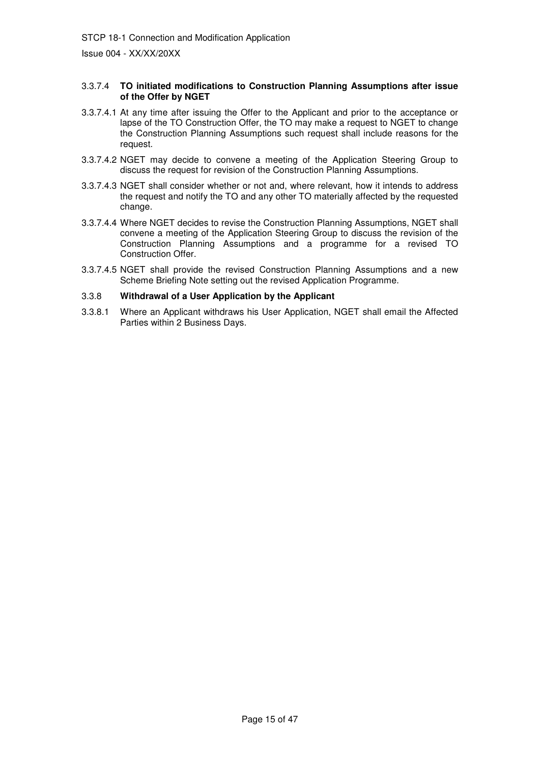#### 3.3.7.4 TO initiated modifications to Construction Planning Assumptions after issue of the Offer by NGET

3.3.7.4.1 At any time after issuing the Offer to the Applicant and prior to the acceptance or lapse of the TO Construction Offer, the TO may make a request to NGET to change the Construction Planning Assumptions such request shall include reasons for the request.

3.3.7.4.2 NGET may decide to convene a meeting of the Application Steering Group to discuss the request for revision of the Construction Planning Assumptions.

3.3.7.4.3 NGET shall consider whether or not and, where relevant, how it intends to address the request and notify the TO and any other TO materially affected by the requested change.

3.3.7.4.4 Where NGET decides to revise the Construction Planning Assumptions, NGET shall convene a meeting of the Application Steering Group to discuss the revision of the Construction Planning Assumptions and a programme for a revised TO Construction Offer.

3.3.7.4.5 NGET shall provide the revised Construction Planning Assumptions and a new Scheme Briefing Note setting out the revised Application Programme.

### 3.3.8 Withdrawal of a User Application by the Applicant

3.3.8.1 Where an Applicant withdraws his User Application, NGET shall email the Affected Parties within 2 Business Days.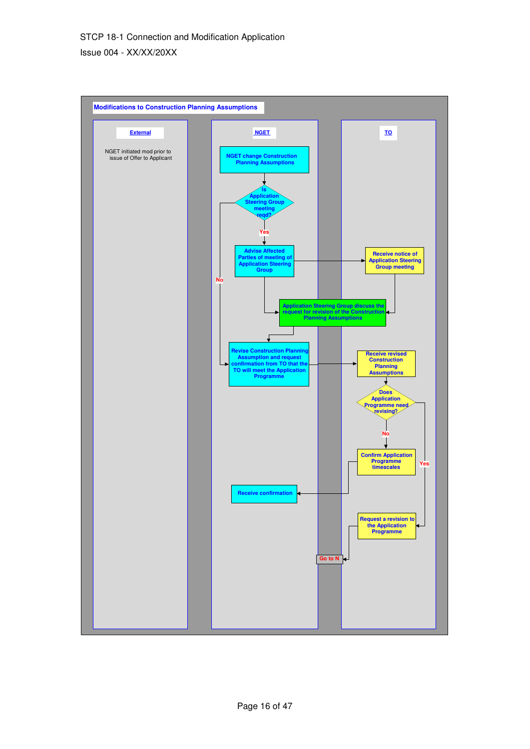## Modifications to Construction Planning Assumptions

**External**

NGET initiated mod prior to issue of Offer to Applicant

**NGET**

- NGET change Construction Planning Assumptions
- Is Application Steering Group meeting reqd?
  - Yes → Advise Affected Parties of meeting of Application Steering Group
  - No → Revise Construction Planning Assumption and request confirmation from TO that the TO will meet the Application Programme
- Application Steering Group discuss the request for revision of the Construction Planning Assumptions
- Revise Construction Planning Assumption and request confirmation from TO that the TO will meet the Application Programme
- Receive confirmation

**TO**

- Receive notice of Application Steering Group meeting
- Receive revised Construction Planning Assumptions
- Does Application Programme need revising?
  - No → Confirm Application Programme timescales
  - Yes → Request a revision to the Application Programme
- Go to N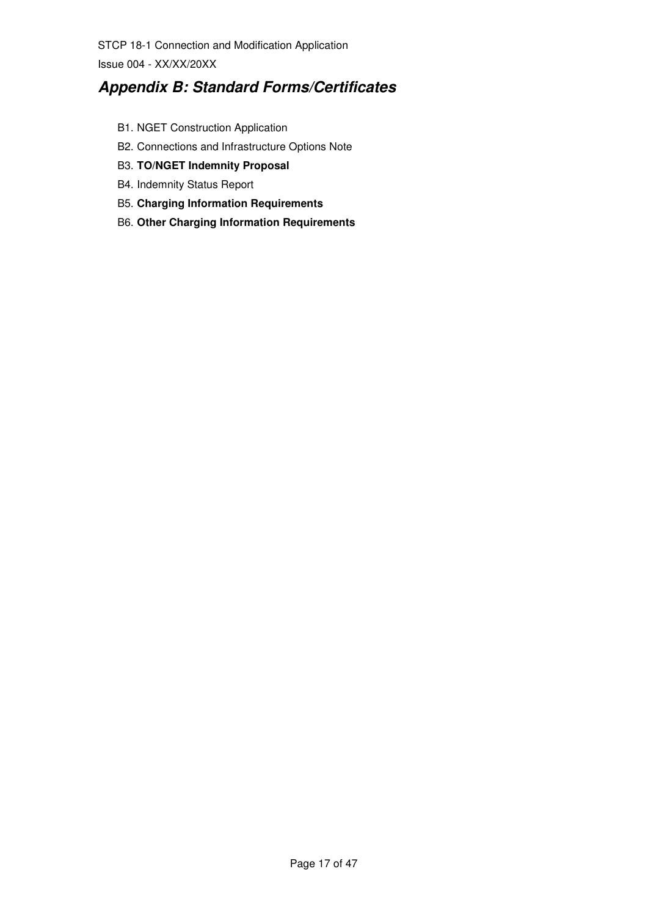## *Appendix B: Standard Forms/Certificates*

B1. NGET Construction Application

B2. Connections and Infrastructure Options Note

B3. **TO/NGET Indemnity Proposal**

B4. Indemnity Status Report

B5. **Charging Information Requirements**

B6. **Other Charging Information Requirements**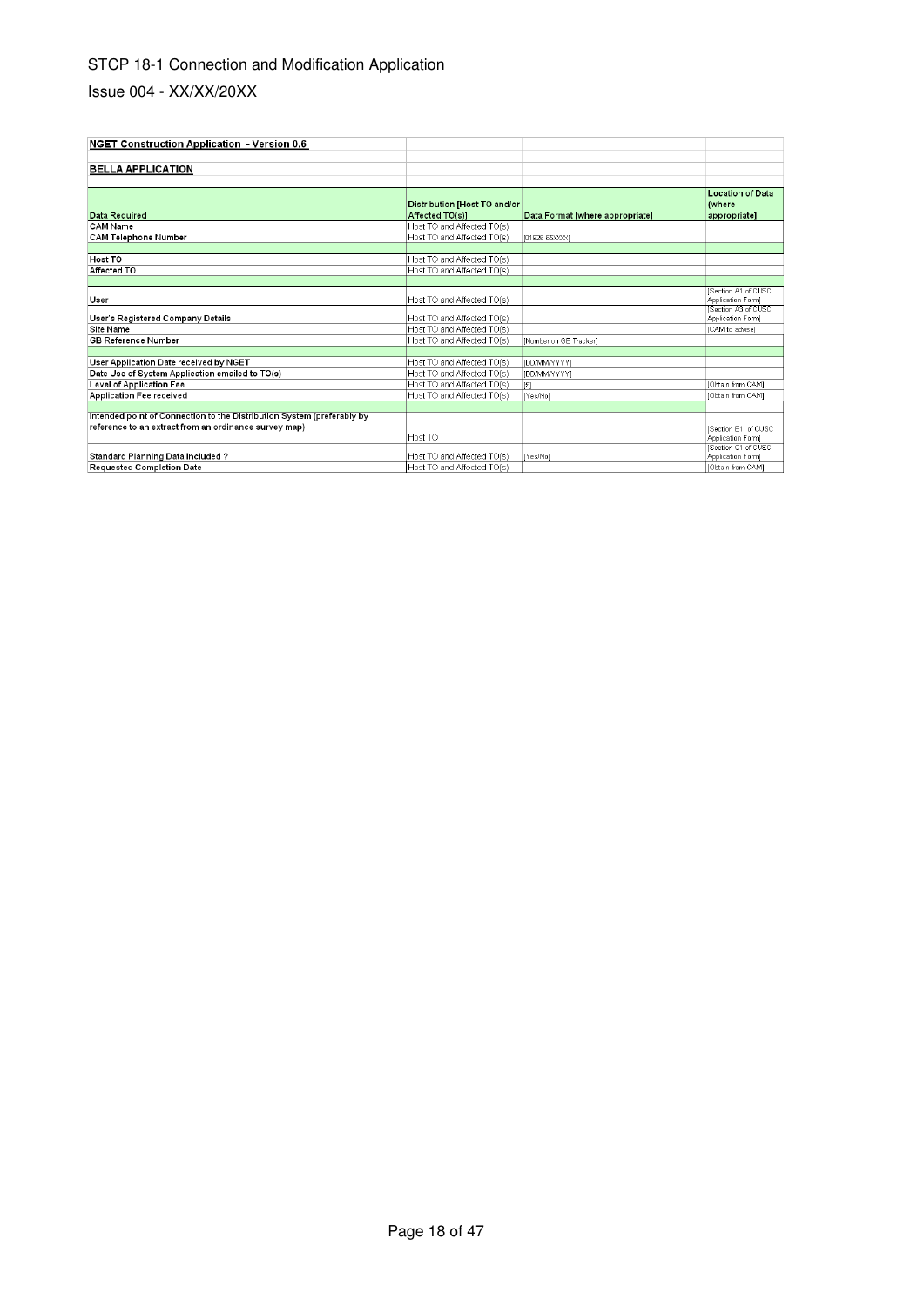STCP 18-1 Connection and Modification Application

Issue 004 - XX/XX/20XX

| **NGET Construction Application - Version 0.6** | | | |
|---|---|---|---|
| | | | |
| **BELLA APPLICATION** | | | |
| | | | |
| **Data Required** | **Distribution [Host TO and/or Affected TO(s)]** | **Data Format [where appropriate]** | **Location of Data (where appropriate]** |
| CAM Name | Host TO and Affected TO(s) | | |
| CAM Telephone Number | Host TO and Affected TO(s) | [01926 65XXXX] | |
| | | | |
| Host TO | Host TO and Affected TO(s) | | |
| Affected TO | Host TO and Affected TO(s) | | |
| | | | |
| User | Host TO and Affected TO(s) | | [Section A1 of CUSC Application Form] |
| User's Registered Company Details | Host TO and Affected TO(s) | | [Section A3 of CUSC Application Form] |
| Site Name | Host TO and Affected TO(s) | | [CAM to advise] |
| GB Reference Number | Host TO and Affected TO(s) | [Number on GB Tracker] | |
| | | | |
| User Application Date received by NGET | Host TO and Affected TO(s) | [DD/MM/YYYY] | |
| Date Use of System Application emailed to TO(s) | Host TO and Affected TO(s) | [DD/MM/YYYY] | |
| Level of Application Fee | Host TO and Affected TO(s) | [£] | [Obtain from CAM] |
| Application Fee received | Host TO and Affected TO(s) | [Yes/No] | [Obtain from CAM] |
| | | | |
| Intended point of Connection to the Distribution System (preferably by reference to an extract from an ordinance survey map) | Host TO | | [Section B1 of CUSC Application Form] |
| Standard Planning Data included ? | Host TO and Affected TO(s) | [Yes/No] | [Section C1 of CUSC Application Form] |
| Requested Completion Date | Host TO and Affected TO(s) | | [Obtain from CAM] |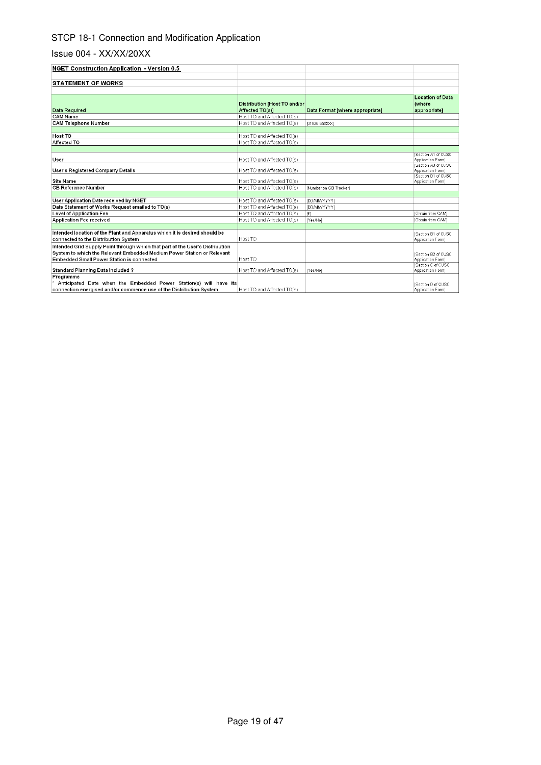STCP 18-1 Connection and Modification Application

Issue 004 - XX/XX/20XX

| **NGET Construction Application - Version 0.5** | | | |
|---|---|---|---|
| **STATEMENT OF WORKS** | | | |
| **Data Required** | **Distribution [Host TO and/or Affected TO(s)]** | **Data Format [where appropriate]** | **Location of Data (where appropriate]** |
| CAM Name | Host TO and Affected TO(s) | | |
| CAM Telephone Number | Host TO and Affected TO(s) | [01926 65XXXX] | |
| | | | |
| Host TO | Host TO and Affected TO(s) | | |
| Affected TO | Host TO and Affected TO(s) | | |
| | | | |
| User | Host TO and Affected TO(s) | | [Section A1 of CUSC Application Form] |
| User's Registered Company Details | Host TO and Affected TO(s) | | [Section A3 of CUSC Application Form] |
| Site Name | Host TO and Affected TO(s) | | [Section D1 of CUSC Application Form] |
| GB Reference Number | Host TO and Affected TO(s) | [Number on GB Tracker] | |
| | | | |
| User Application Date received by NGET | Host TO and Affected TO(s) | [DD/MM/YYYY] | |
| Date Statement of Works Request emailed to TO(s) | Host TO and Affected TO(s) | [DD/MM/YYYY] | |
| Level of Application Fee | Host TO and Affected TO(s) | [£] | [Obtain from CAM] |
| Application Fee received | Host TO and Affected TO(s) | [Yes/No] | [Obtain from CAM] |
| | | | |
| Intended location of the Plant and Apparatus which it is desired should be connected to the Distribution System | Host TO | | [Section B1 of CUSC Application Form] |
| Intended Grid Supply Point through which that part of the User's Distribution System to which the Relevant Embedded Medium Power Station or Relevant Embedded Small Power Station is connected | Host TO | | [Section B2 of CUSC Application Form] |
| Standard Planning Data included ? | Host TO and Affected TO(s) | [Yes/No] | [Section C of CUSC Application Form] |
| Programme<br>* Anticipated Date when the Embedded Power Station(s) will have its connection energised and/or commence use of the Distribution System | Host TO and Affected TO(s) | | [Section D of CUSC Application Form] |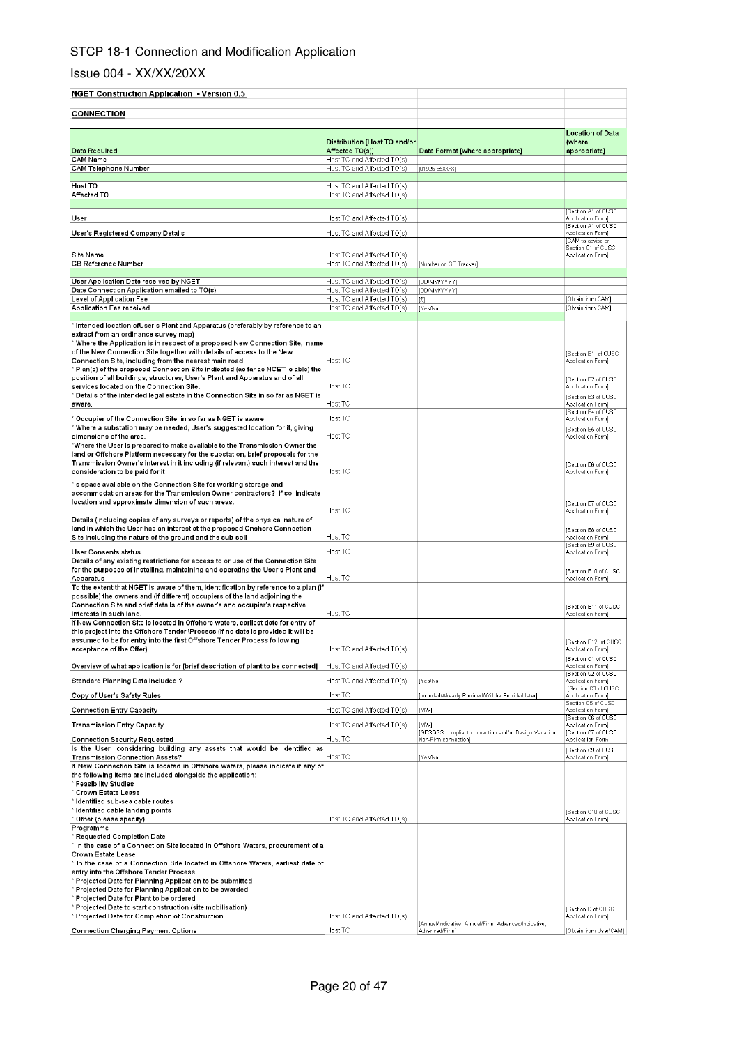STCP 18-1 Connection and Modification Application

Issue 004 - XX/XX/20XX

**NGET Construction Application - Version 0.5**

**CONNECTION**

| Data Required | Distribution [Host TO and/or Affected TO(s)] | Data Format [where appropriate] | Location of Data (where appropriate] |
|---|---|---|---|
| CAM Name | Host TO and Affected TO(s) | | |
| CAM Telephone Number | Host TO and Affected TO(s) | [01926 65XXXX] | |
| | | | |
| Host TO | Host TO and Affected TO(s) | | |
| Affected TO | Host TO and Affected TO(s) | | |
| | | | |
| User | Host TO and Affected TO(s) | | [Section A1 of CUSC Application Form] |
| User's Registered Company Details | Host TO and Affected TO(s) | | [Section A1 of CUSC Application Form] |
| Site Name | Host TO and Affected TO(s) | | [CAM to advise or Section C1 of CUSC Application Form] |
| GB Reference Number | Host TO and Affected TO(s) | [Number on GB Tracker] | |
| | | | |
| User Application Date received by NGET | Host TO and Affected TO(s) | [DD/MM/YYYY] | |
| Date Connection Application emailed to TO(s) | Host TO and Affected TO(s) | [DD/MM/YYYY] | |
| Level of Application Fee | Host TO and Affected TO(s) | [£] | [Obtain from CAM] |
| Application Fee received | Host TO and Affected TO(s) | [Yes/No] | [Obtain from CAM] |
| | | | |
| * Intended location of User's Plant and Apparatus (preferably by reference to an extract from an ordinance survey map)<br>* Where the Application is in respect of a proposed New Connection Site, name of the New Connection Site together with details of access to the New Connection Site, including from the nearest main road | Host TO | | [Section B1 of CUSC Application Form] |
| * Plan(s) of the proposed Connection Site indicated (so far as NGET is able) the position of all buildings, structures, User's Plant and Apparatus and of all services located on the Connection Site. | Host TO | | [Section B2 of CUSC Application Form] |
| * Details of the intended legal estate in the Connection Site in so far as NGET is aware. | Host TO | | [Section B3 of CUSC Application Form] |
| * Occupier of the Connection Site in so far as NGET is aware | Host TO | | [Section B4 of CUSC Application Form] |
| * Where a substation may be needed, User's suggested location for it, giving dimensions of the area. | Host TO | | [Section B5 of CUSC Application Form] |
| *Where the User is prepared to make available to the Transmission Owner the land or Offshore Platform necessary for the substation, brief proposals for the Transmission Owner's interest in it including (if relevant) such interest and the consideration to be paid for it | Host TO | | [Section B6 of CUSC Application Form] |
| *Is space available on the Connection Site for working storage and accommodation areas for the Transmission Owner contractors? If so, indicate location and approximate dimension of such areas. | Host TO | | [Section B7 of CUSC Application Form] |
| Details (including copies of any surveys or reports) of the physical nature of land in which the User has an interest at the proposed Onshore Connection Site including the nature of the ground and the sub-soil | Host TO | | [Section B8 of CUSC Application Form] |
| User Consents status | Host TO | | [Section B9 of CUSC Application Form] |
| Details of any existing restrictions for access to or use of the Connection Site for the purposes of installing, maintaining and operating the User's Plant and Apparatus | Host TO | | [Section B10 of CUSC Application Form] |
| To the extent that NGET is aware of them, identification by reference to a plan (if possible) the owners and (if different) occupiers of the land adjoining the Connection Site and brief details of the owner's and occupier's respective interests in such land. | Host TO | | [Section B11 of CUSC Application Form] |
| If New Connection Site is located in Offshore waters, earliest date for entry of this project into the Offshore Tender \Process (if no date is provided it will be assumed to be for entry into the first Offshore Tender Process following acceptance of the Offer) | Host TO and Affected TO(s) | | [Section B12 of CUSC Application Form] |
| Overview of what application is for [brief description of plant to be connected] | Host TO and Affected TO(s) | | [Section C1 of CUSC Application Form] |
| Standard Planning Data included ? | Host TO and Affected TO(s) | [Yes/No] | [Section C2 of CUSC Application Form] |
| Copy of User's Safety Rules | Host TO | [Included/Already Provided/Will be Provided later] | [Section C3 of CUSC Application Form] |
| Connection Entry Capacity | Host TO and Affected TO(s) | [MW] | Section C5 of CUSC Application Form] |
| Transmission Entry Capacity | Host TO and Affected TO(s) | [MW] | [Section C6 of CUSC Application Form] |
| Connection Security Requested | Host TO | [GBSQSS compliant connection and/or Design Variation Non-Firm connection] | [Section C7 of CUSC Application Form] |
| Is the User considering building any assets that would be identified as Transmission Connection Assets? | Host TO | [Yes/No] | [Section C9 of CUSC Application Form] |
| If New Connection Site is located in Offshore waters, please indicate if any of the following items are included alongside the application:<br>* Feasibility Studies<br>* Crown Estate Lease<br>* Identified sub-sea cable routes<br>* Identified cable landing points<br>* Other (please specify) | Host TO and Affected TO(s) | | [Section C10 of CUSC Application Form] |
| Programme<br>* Requested Completion Date<br>* In the case of a Connection Site located in Offshore Waters, procurement of a Crown Estate Lease<br>* In the case of a Connection Site located in Offshore Waters, earliest date of entry into the Offshore Tender Process<br>* Projected Date for Planning Application to be submitted<br>* Projected Date for Planning Application to be awarded<br>* Projected Date for Plant to be ordered<br>* Projected Date to start construction (site mobilisation)<br>* Projected Date for Completion of Construction | Host TO and Affected TO(s) | | [Section D of CUSC Application Form] |
| Connection Charging Payment Options | Host TO | [Annual/Indicative, Annual/Firm, Advanced/Indicative, Advanced/Firm] | [Obtain from User/CAM] |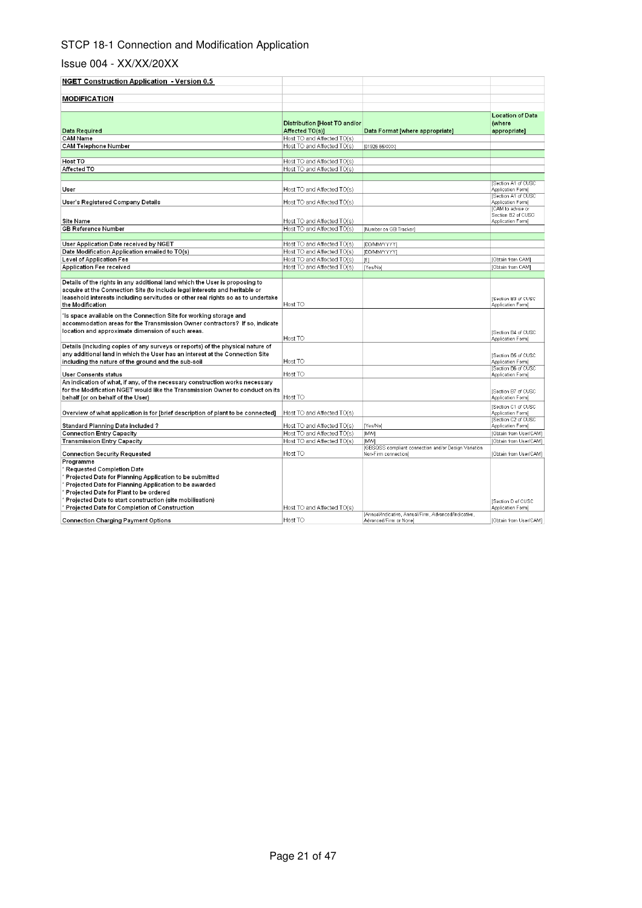STCP 18-1 Connection and Modification Application

Issue 004 - XX/XX/20XX

| **NGET Construction Application - Version 0.5** | | | |
|---|---|---|---|
| **MODIFICATION** | | | |
| **Data Required** | **Distribution [Host TO and/or Affected TO(s)]** | **Data Format [where appropriate]** | **Location of Data (where appropriate]** |
| **CAM Name** | Host TO and Affected TO(s) | | |
| **CAM Telephone Number** | Host TO and Affected TO(s) | [01926 65XXXX] | |
| | | | |
| **Host TO** | Host TO and Affected TO(s) | | |
| **Affected TO** | Host TO and Affected TO(s) | | |
| | | | |
| **User** | Host TO and Affected TO(s) | | [Section A1 of CUSC Application Form] |
| **User's Registered Company Details** | Host TO and Affected TO(s) | | [Section A1 of CUSC Application Form] |
| **Site Name** | Host TO and Affected TO(s) | | [CAM to advise or Section B2 of CUSC Application Form] |
| **GB Reference Number** | Host TO and Affected TO(s) | [Number on GB Tracker] | |
| | | | |
| **User Application Date received by NGET** | Host TO and Affected TO(s) | [DD/MM/YYYY] | |
| **Date Modification Application emailed to TO(s)** | Host TO and Affected TO(s) | [DD/MM/YYYY] | |
| **Level of Application Fee** | Host TO and Affected TO(s) | [£] | [Obtain from CAM] |
| **Application Fee received** | Host TO and Affected TO(s) | [Yes/No] | [Obtain from CAM] |
| | | | |
| **Details of the rights in any additional land which the User is proposing to acquire at the Connection Site (to include legal interests and heritable or leasehold interests including servitudes or other real rights so as to undertake the Modification** | Host TO | | [Section B3 of CUSC Application Form] |
| ***Is space available on the Connection Site for working storage and accommodation areas for the Transmission Owner contractors? If so, indicate location and approximate dimension of such areas.** | Host TO | | [Section B4 of CUSC Application Form] |
| **Details (including copies of any surveys or reports) of the physical nature of any additional land in which the User has an interest at the Connection Site including the nature of the ground and the sub-soil** | Host TO | | [Section B5 of CUSC Application Form] |
| **User Consents status** | Host TO | | [Section B6 of CUSC Application Form] |
| **An indication of what, if any, of the necessary construction works necessary for the Modification NGET would like the Transmission Owner to conduct on its behalf (or on behalf of the User)** | Host TO | | [Section B7 of CUSC Application Form] |
| **Overview of what application is for [brief description of plant to be connected]** | Host TO and Affected TO(s) | | [Section C1 of CUSC Application Form] |
| **Standard Planning Data included ?** | Host TO and Affected TO(s) | [Yes/No] | [Section C2 of CUSC Application Form] |
| **Connection Entry Capacity** | Host TO and Affected TO(s) | [MW] | [Obtain from User/CAM] |
| **Transmission Entry Capacity** | Host TO and Affected TO(s) | [MW] | [Obtain from User/CAM] |
| **Connection Security Requested** | Host TO | [GBSQSS compliant connection and/or Design Variation Non-Firm connection] | [Obtain from User/CAM] |
| **Programme**<br>* **Requested Completion Date**<br>* **Projected Date for Planning Application to be submitted**<br>* **Projected Date for Planning Application to be awarded**<br>* **Projected Date for Plant to be ordered**<br>* **Projected Date to start construction (site mobilisation)**<br>* **Projected Date for Completion of Construction** | Host TO and Affected TO(s) | | [Section D of CUSC Application Form] |
| **Connection Charging Payment Options** | Host TO | [Annual/Indicative, Annual/Firm, Advanced/Indicative, Advanced/Firm or None] | [Obtain from User/CAM] |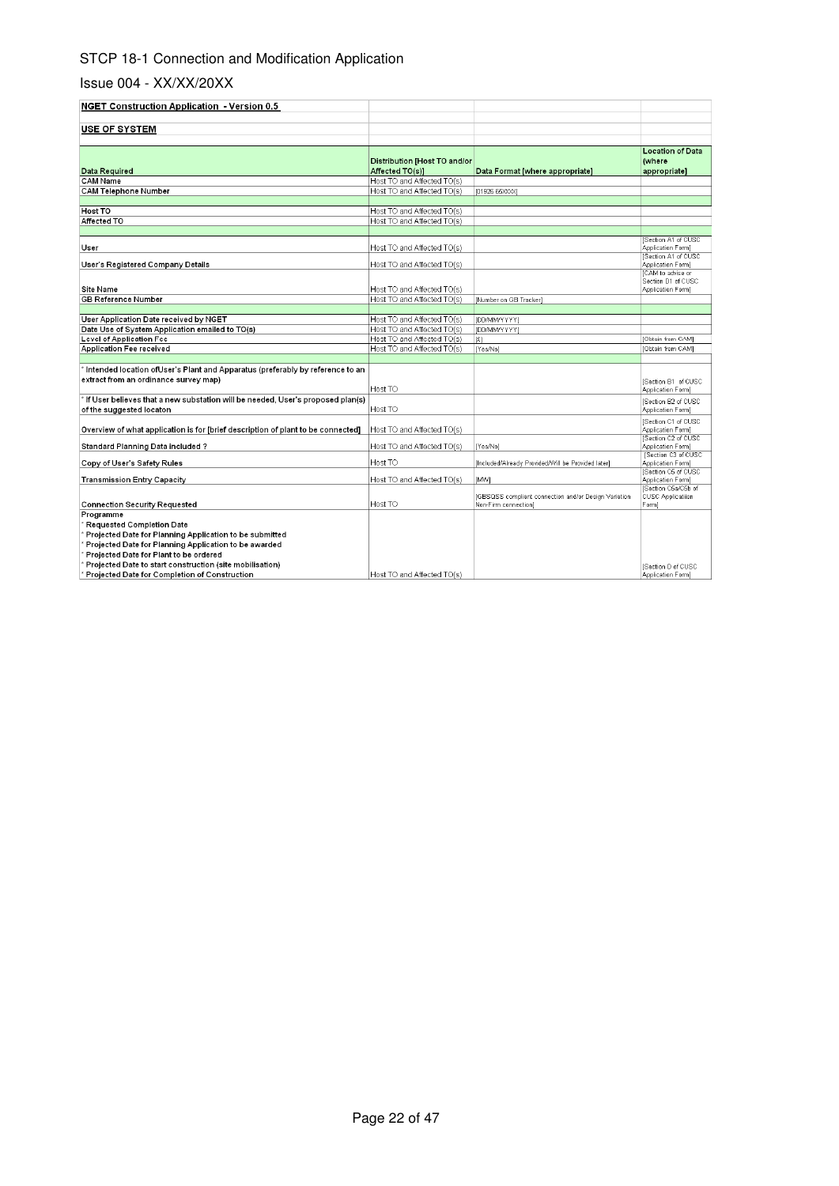STCP 18-1 Connection and Modification Application

Issue 004 - XX/XX/20XX

| **NGET Construction Application - Version 0.5** | | | |
|---|---|---|---|
| **USE OF SYSTEM** | | | |
| **Data Required** | **Distribution [Host TO and/or Affected TO(s)]** | **Data Format [where appropriate]** | **Location of Data (where appropriate]** |
| CAM Name | Host TO and Affected TO(s) | | |
| CAM Telephone Number | Host TO and Affected TO(s) | [01926 65XXXX] | |
| | | | |
| Host TO | Host TO and Affected TO(s) | | |
| Affected TO | Host TO and Affected TO(s) | | |
| | | | |
| User | Host TO and Affected TO(s) | | [Section A1 of CUSC Application Form] |
| User's Registered Company Details | Host TO and Affected TO(s) | | [Section A1 of CUSC Application Form] |
| Site Name | Host TO and Affected TO(s) | | [CAM to advise or Section D1 of CUSC Application Form] |
| GB Reference Number | Host TO and Affected TO(s) | [Number on GB Tracker] | |
| | | | |
| User Application Date received by NGET | Host TO and Affected TO(s) | [DD/MM/YYYY] | |
| Date Use of System Application emailed to TO(s) | Host TO and Affected TO(s) | [DD/MM/YYYY] | |
| Level of Application Fee | Host TO and Affected TO(s) | [£] | [Obtain from CAM] |
| Application Fee received | Host TO and Affected TO(s) | [Yes/No] | [Obtain from CAM] |
| | | | |
| * Intended location ofUser's Plant and Apparatus (preferably by reference to an extract from an ordinance survey map) | Host TO | | [Section B1 of CUSC Application Form] |
| * If User believes that a new substation will be needed, User's proposed plan(s) of the suggested locaton | Host TO | | [Section B2 of CUSC Application Form] |
| Overview of what application is for [brief description of plant to be connected] | Host TO and Affected TO(s) | | [Section C1 of CUSC Application Form] |
| Standard Planning Data included ? | Host TO and Affected TO(s) | [Yes/No] | [Section C2 of CUSC Application Form] |
| Copy of User's Safety Rules | Host TO | [Included/Already Provided/Will be Provided later] | [Section C3 of CUSC Application Form] |
| Transmission Entry Capacity | Host TO and Affected TO(s) | [MW] | [Section C5 of CUSC Application Form] |
| Connection Security Requested | Host TO | [GBSQSS compliant connection and/or Design Variation Non-Firm connection] | [Section C5a/C5b of CUSC Application Form] |
| Programme<br>* Requested Completion Date<br>* Projected Date for Planning Application to be submitted<br>* Projected Date for Planning Application to be awarded<br>* Projected Date for Plant to be ordered<br>* Projected Date to start construction (site mobilisation)<br>* Projected Date for Completion of Construction | Host TO and Affected TO(s) | | [Section D of CUSC Application Form] |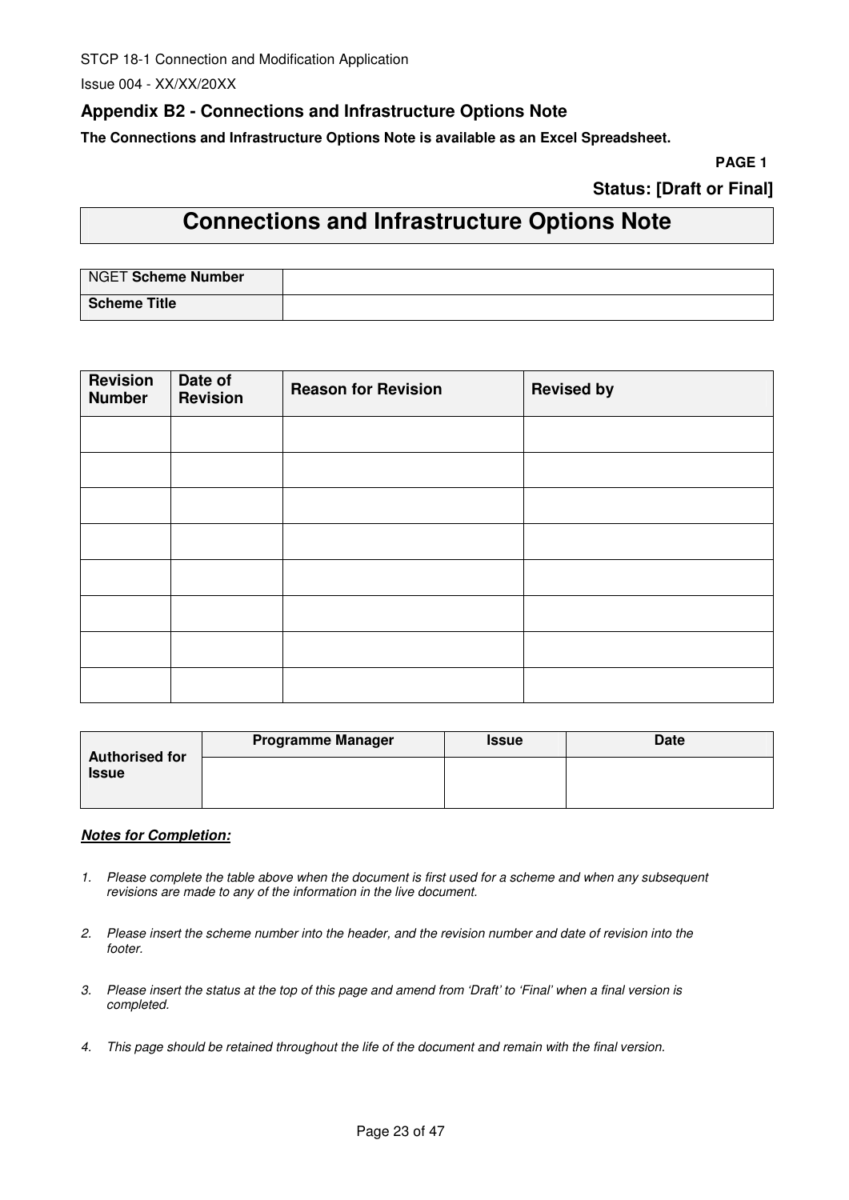## Appendix B2 - Connections and Infrastructure Options Note

**The Connections and Infrastructure Options Note is available as an Excel Spreadsheet.**

**PAGE 1**

**Status: [Draft or Final]**

# Connections and Infrastructure Options Note

| NGET **Scheme Number** | |
|---|---|
| **Scheme Title** | |

| Revision Number | Date of Revision | Reason for Revision | Revised by |
|---|---|---|---|
| | | | |
| | | | |
| | | | |
| | | | |
| | | | |
| | | | |
| | | | |
| | | | |

| Authorised for Issue | Programme Manager | Issue | Date |
|---|---|---|---|
| | | | |

***Notes for Completion:***

1. *Please complete the table above when the document is first used for a scheme and when any subsequent revisions are made to any of the information in the live document.*

2. *Please insert the scheme number into the header, and the revision number and date of revision into the footer.*

3. *Please insert the status at the top of this page and amend from 'Draft' to 'Final' when a final version is completed.*

4. *This page should be retained throughout the life of the document and remain with the final version.*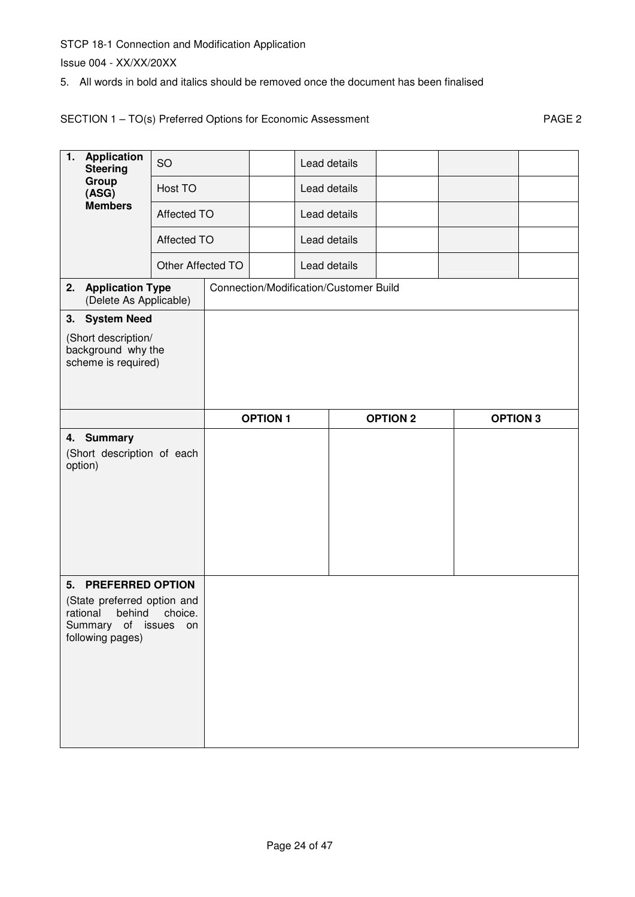5. All words in bold and italics should be removed once the document has been finalised

SECTION 1 – TO(s) Preferred Options for Economic Assessment PAGE 2

| **1. Application Steering Group (ASG) Members** | SO | | Lead details | | | |
|---|---|---|---|---|---|---|
| | Host TO | | Lead details | | | |
| | Affected TO | | Lead details | | | |
| | Affected TO | | Lead details | | | |
| | Other Affected TO | | Lead details | | | |

| | | | |
|---|---|---|---|
| **2. Application Type** (Delete As Applicable) | Connection/Modification/Customer Build | | |
| **3. System Need** (Short description/ background why the scheme is required) | | | |
| | **OPTION 1** | **OPTION 2** | **OPTION 3** |
| **4. Summary** (Short description of each option) | | | |
| **5. PREFERRED OPTION** (State preferred option and rational behind choice. Summary of issues on following pages) | | | |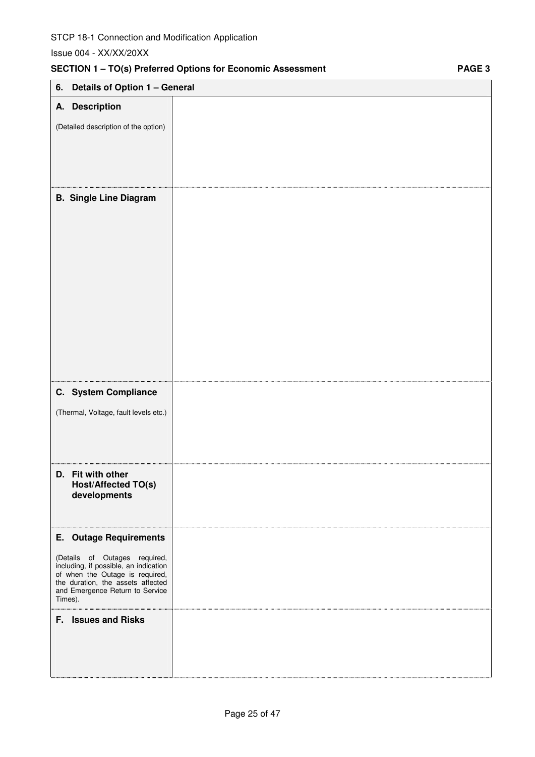## SECTION 1 – TO(s) Preferred Options for Economic Assessment

**PAGE 3**

| **6. Details of Option 1 – General** | |
|---|---|
| **A. Description**<br><br>(Detailed description of the option) | |
| **B. Single Line Diagram** | |
| **C. System Compliance**<br><br>(Thermal, Voltage, fault levels etc.) | |
| **D. Fit with other Host/Affected TO(s) developments** | |
| **E. Outage Requirements**<br><br>(Details of Outages required, including, if possible, an indication of when the Outage is required, the duration, the assets affected and Emergence Return to Service Times). | |
| **F. Issues and Risks** | |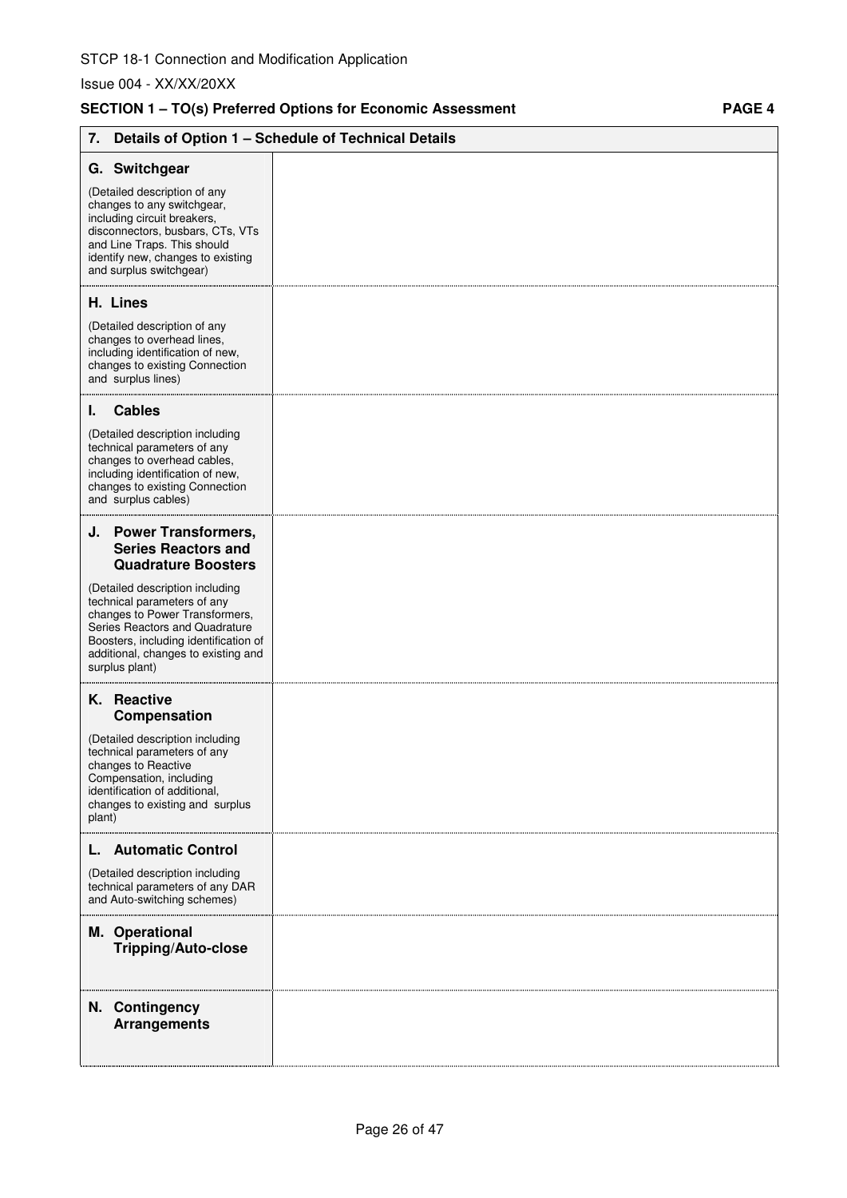STCP 18-1 Connection and Modification Application

Issue 004 - XX/XX/20XX

**SECTION 1 – TO(s) Preferred Options for Economic Assessment** **PAGE 4**

| 7. Details of Option 1 – Schedule of Technical Details | |
|---|---|
| **G. Switchgear**<br><br>(Detailed description of any changes to any switchgear, including circuit breakers, disconnectors, busbars, CTs, VTs and Line Traps. This should identify new, changes to existing and surplus switchgear) | |
| **H. Lines**<br><br>(Detailed description of any changes to overhead lines, including identification of new, changes to existing Connection and surplus lines) | |
| **I. Cables**<br><br>(Detailed description including technical parameters of any changes to overhead cables, including identification of new, changes to existing Connection and surplus cables) | |
| **J. Power Transformers, Series Reactors and Quadrature Boosters**<br><br>(Detailed description including technical parameters of any changes to Power Transformers, Series Reactors and Quadrature Boosters, including identification of additional, changes to existing and surplus plant) | |
| **K. Reactive Compensation**<br><br>(Detailed description including technical parameters of any changes to Reactive Compensation, including identification of additional, changes to existing and surplus plant) | |
| **L. Automatic Control**<br><br>(Detailed description including technical parameters of any DAR and Auto-switching schemes) | |
| **M. Operational Tripping/Auto-close** | |
| **N. Contingency Arrangements** | |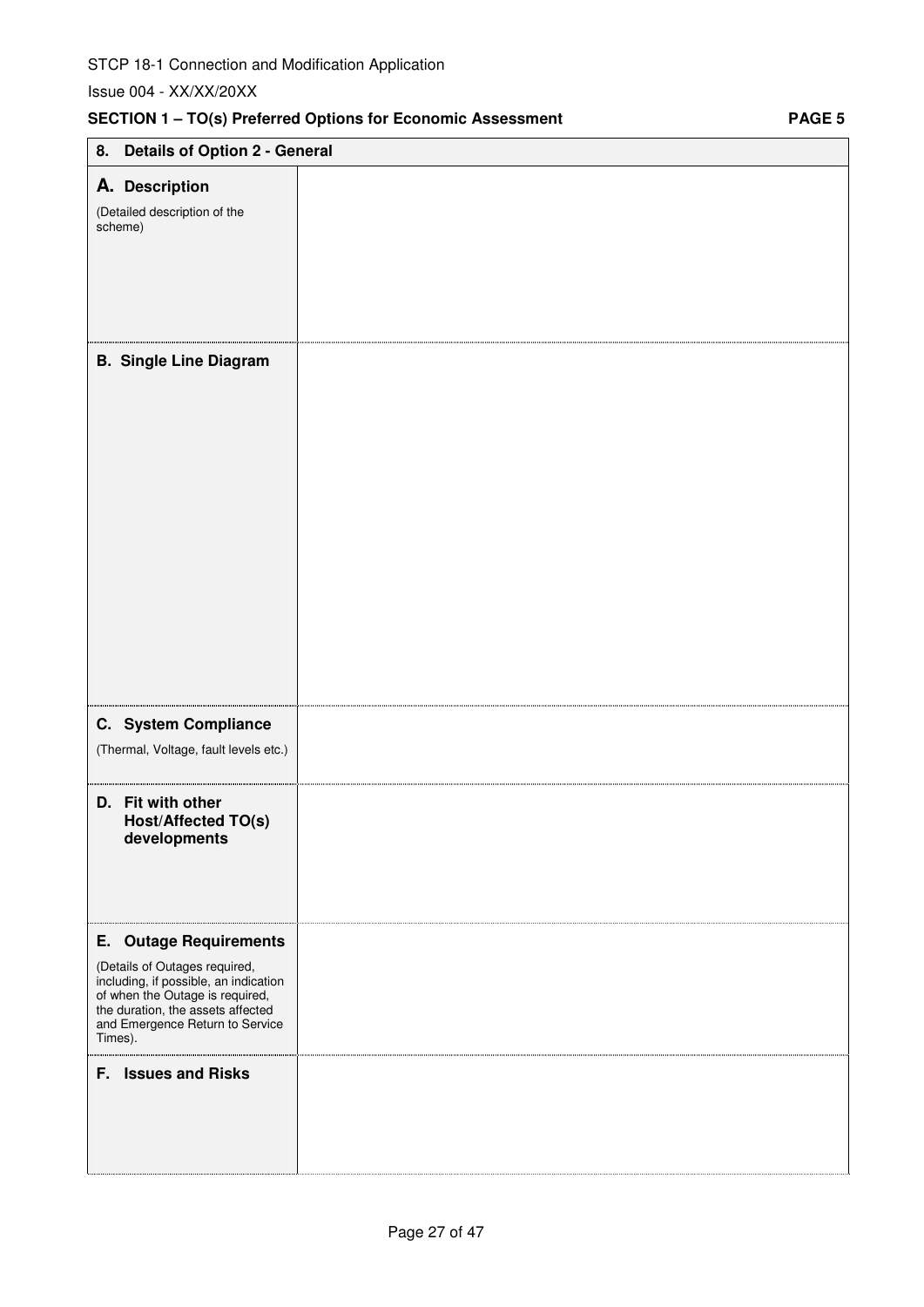SECTION 1 – TO(s) Preferred Options for Economic Assessment **PAGE 5**

| **8. Details of Option 2 - General** | |
|---|---|
| **A. Description** (Detailed description of the scheme) | |
| **B. Single Line Diagram** | |
| **C. System Compliance** (Thermal, Voltage, fault levels etc.) | |
| **D. Fit with other Host/Affected TO(s) developments** | |
| **E. Outage Requirements** (Details of Outages required, including, if possible, an indication of when the Outage is required, the duration, the assets affected and Emergence Return to Service Times). | |
| **F. Issues and Risks** | |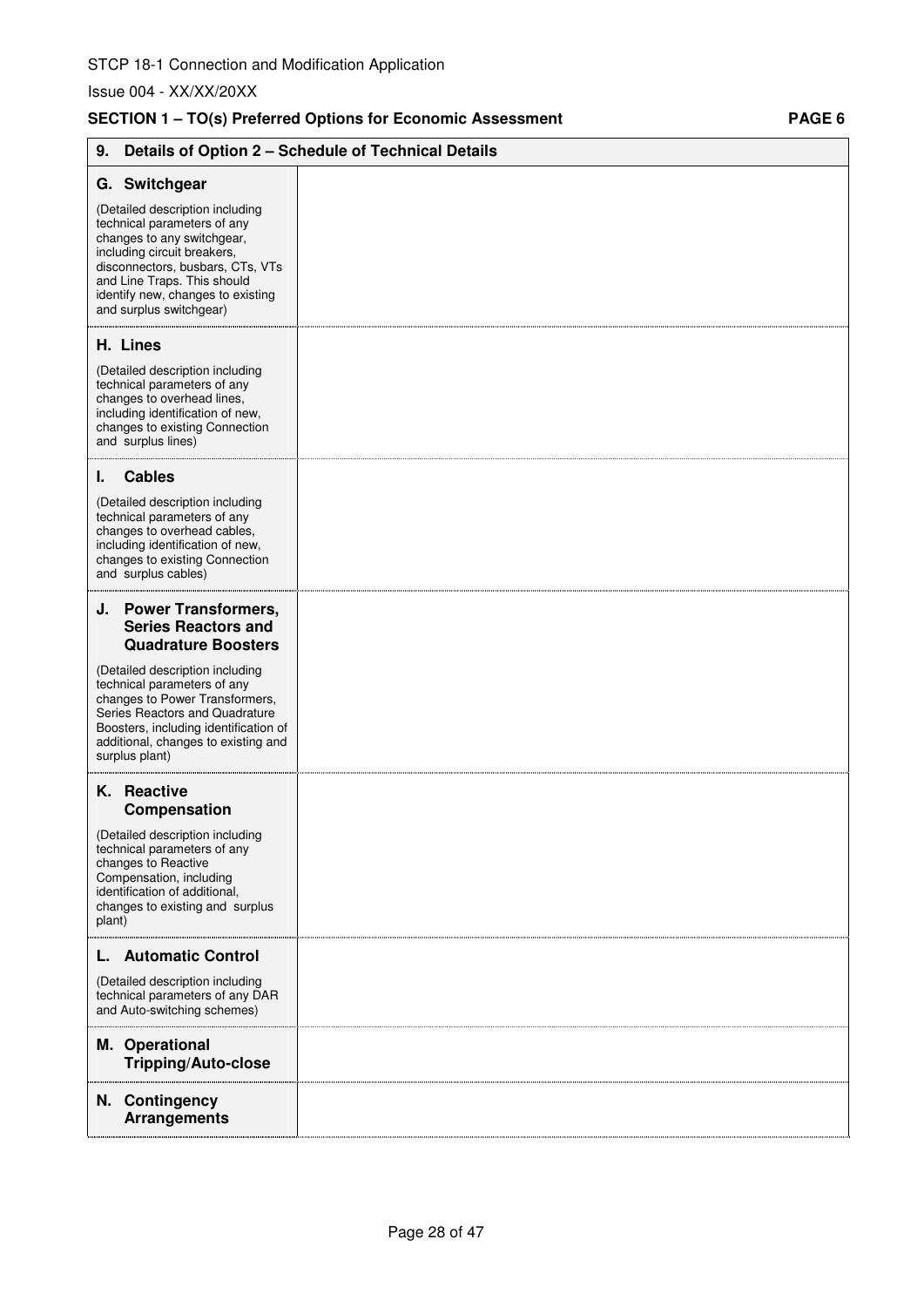STCP 18-1 Connection and Modification Application

Issue 004 - XX/XX/20XX

**SECTION 1 – TO(s) Preferred Options for Economic Assessment** **PAGE 6**

| **9. Details of Option 2 – Schedule of Technical Details** | |
|---|---|
| **G. Switchgear**<br><br>(Detailed description including technical parameters of any changes to any switchgear, including circuit breakers, disconnectors, busbars, CTs, VTs and Line Traps. This should identify new, changes to existing and surplus switchgear) | |
| **H. Lines**<br><br>(Detailed description including technical parameters of any changes to overhead lines, including identification of new, changes to existing Connection and surplus lines) | |
| **I. Cables**<br><br>(Detailed description including technical parameters of any changes to overhead cables, including identification of new, changes to existing Connection and surplus cables) | |
| **J. Power Transformers, Series Reactors and Quadrature Boosters**<br><br>(Detailed description including technical parameters of any changes to Power Transformers, Series Reactors and Quadrature Boosters, including identification of additional, changes to existing and surplus plant) | |
| **K. Reactive Compensation**<br><br>(Detailed description including technical parameters of any changes to Reactive Compensation, including identification of additional, changes to existing and surplus plant) | |
| **L. Automatic Control**<br><br>(Detailed description including technical parameters of any DAR and Auto-switching schemes) | |
| **M. Operational Tripping/Auto-close** | |
| **N. Contingency Arrangements** | |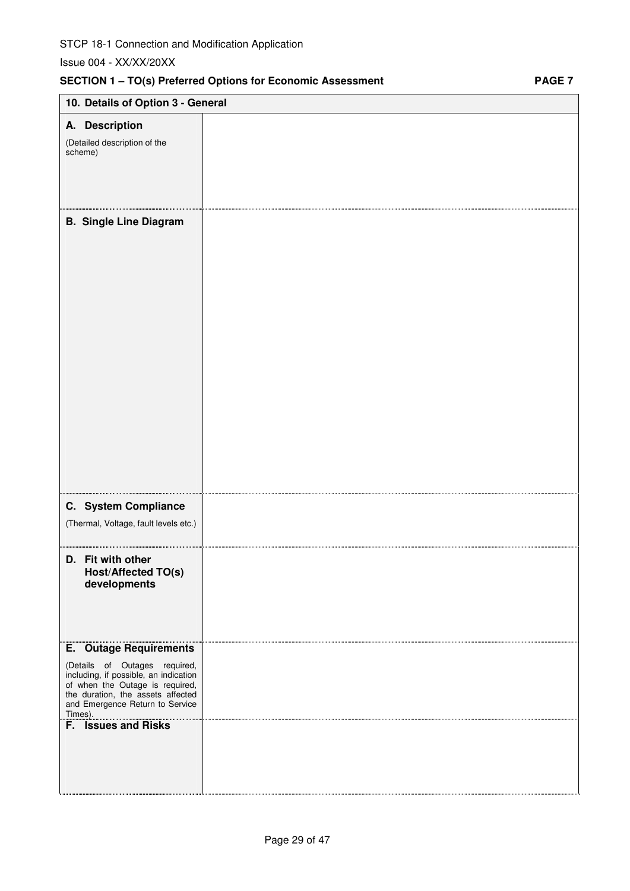## SECTION 1 – TO(s) Preferred Options for Economic Assessment

**PAGE 7**

| 10. Details of Option 3 - General | |
|---|---|
| **A. Description**<br>(Detailed description of the scheme) | |
| **B. Single Line Diagram** | |
| **C. System Compliance**<br>(Thermal, Voltage, fault levels etc.) | |
| **D. Fit with other Host/Affected TO(s) developments** | |
| **E. Outage Requirements**<br>(Details of Outages required, including, if possible, an indication of when the Outage is required, the duration, the assets affected and Emergence Return to Service Times). | |
| **F. Issues and Risks** | |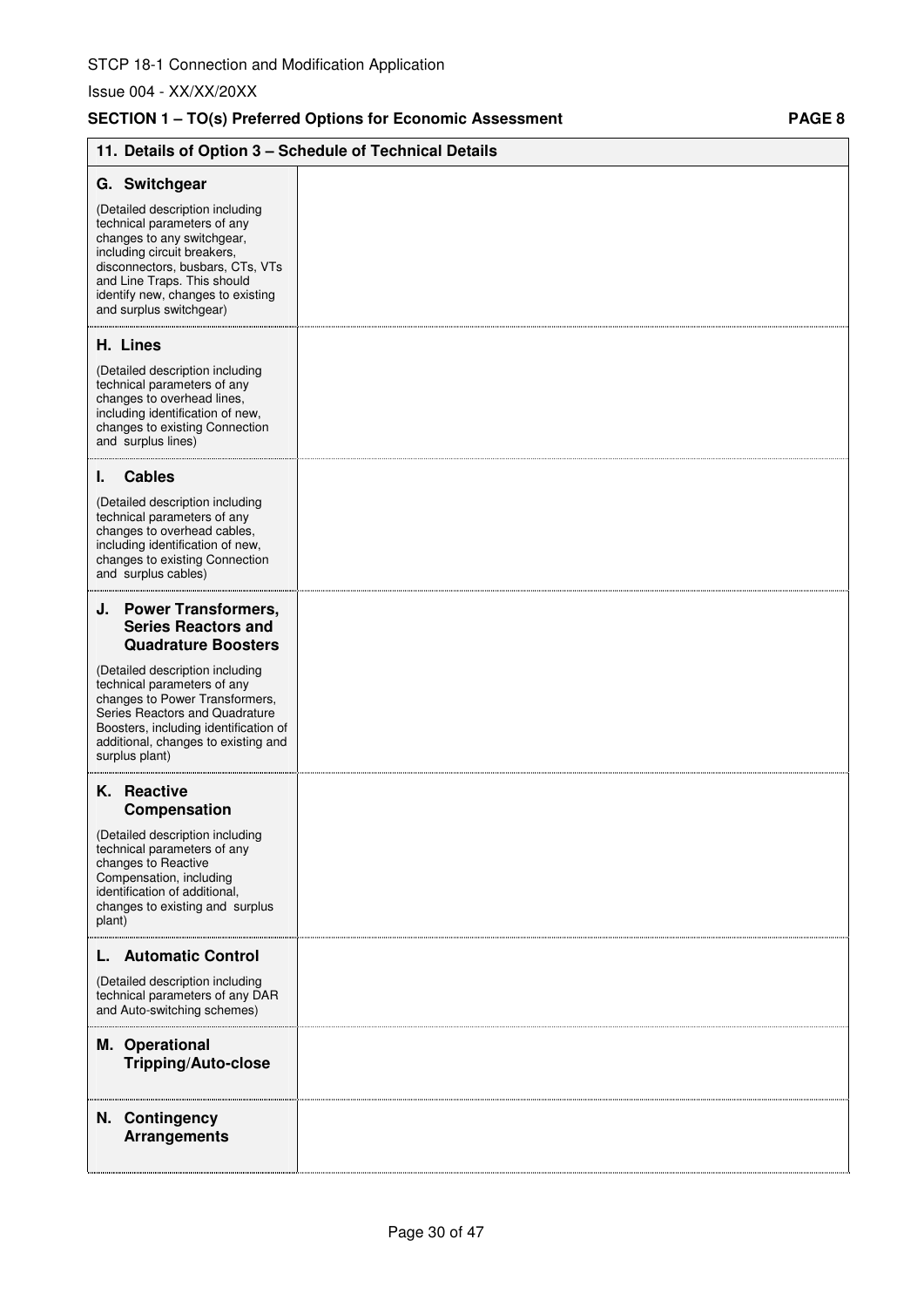**SECTION 1 – TO(s) Preferred Options for Economic Assessment** **PAGE 8**

| 11. Details of Option 3 – Schedule of Technical Details | |
|---|---|
| **G. Switchgear**<br><br>(Detailed description including technical parameters of any changes to any switchgear, including circuit breakers, disconnectors, busbars, CTs, VTs and Line Traps. This should identify new, changes to existing and surplus switchgear) | |
| **H. Lines**<br><br>(Detailed description including technical parameters of any changes to overhead lines, including identification of new, changes to existing Connection and surplus lines) | |
| **I. Cables**<br><br>(Detailed description including technical parameters of any changes to overhead cables, including identification of new, changes to existing Connection and surplus cables) | |
| **J. Power Transformers, Series Reactors and Quadrature Boosters**<br><br>(Detailed description including technical parameters of any changes to Power Transformers, Series Reactors and Quadrature Boosters, including identification of additional, changes to existing and surplus plant) | |
| **K. Reactive Compensation**<br><br>(Detailed description including technical parameters of any changes to Reactive Compensation, including identification of additional, changes to existing and surplus plant) | |
| **L. Automatic Control**<br><br>(Detailed description including technical parameters of any DAR and Auto-switching schemes) | |
| **M. Operational Tripping/Auto-close** | |
| **N. Contingency Arrangements** | |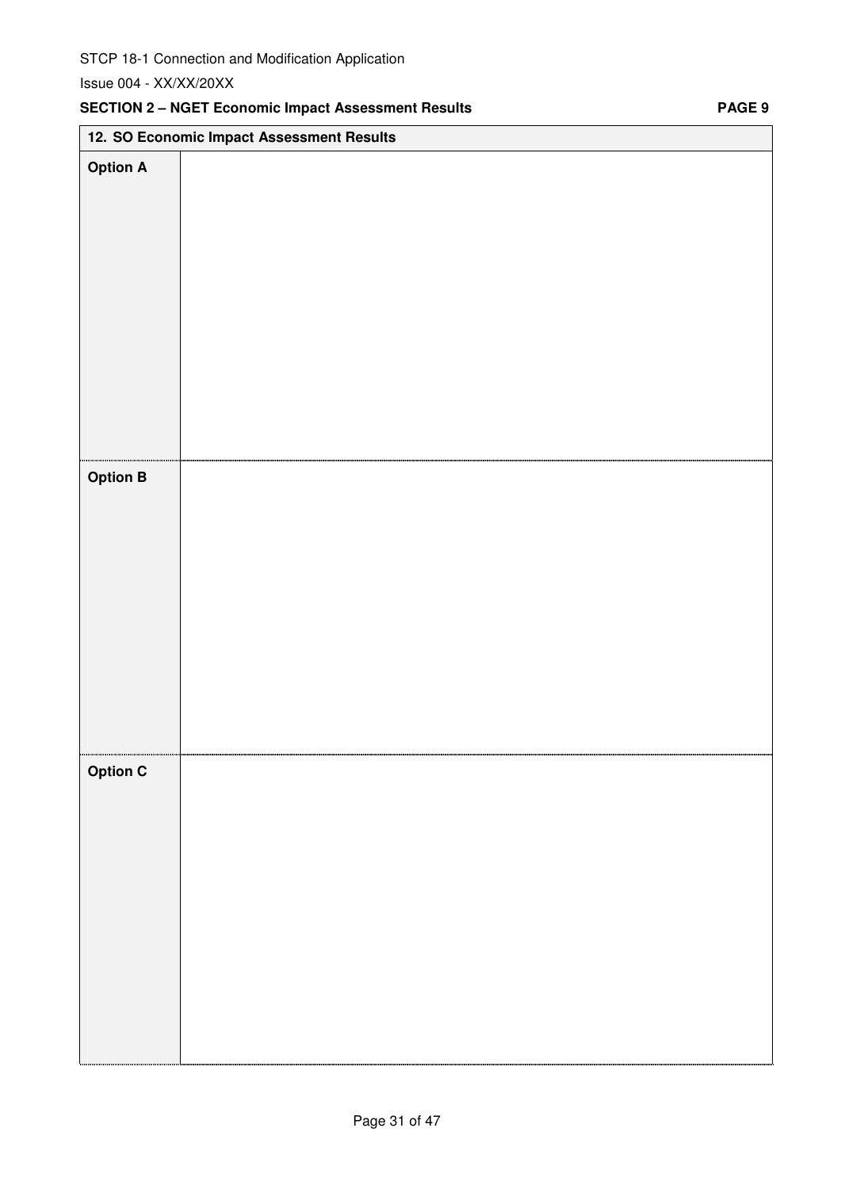**SECTION 2 – NGET Economic Impact Assessment Results** **PAGE 9**

| 12. SO Economic Impact Assessment Results | |
|---|---|
| **Option A** | |
| **Option B** | |
| **Option C** | |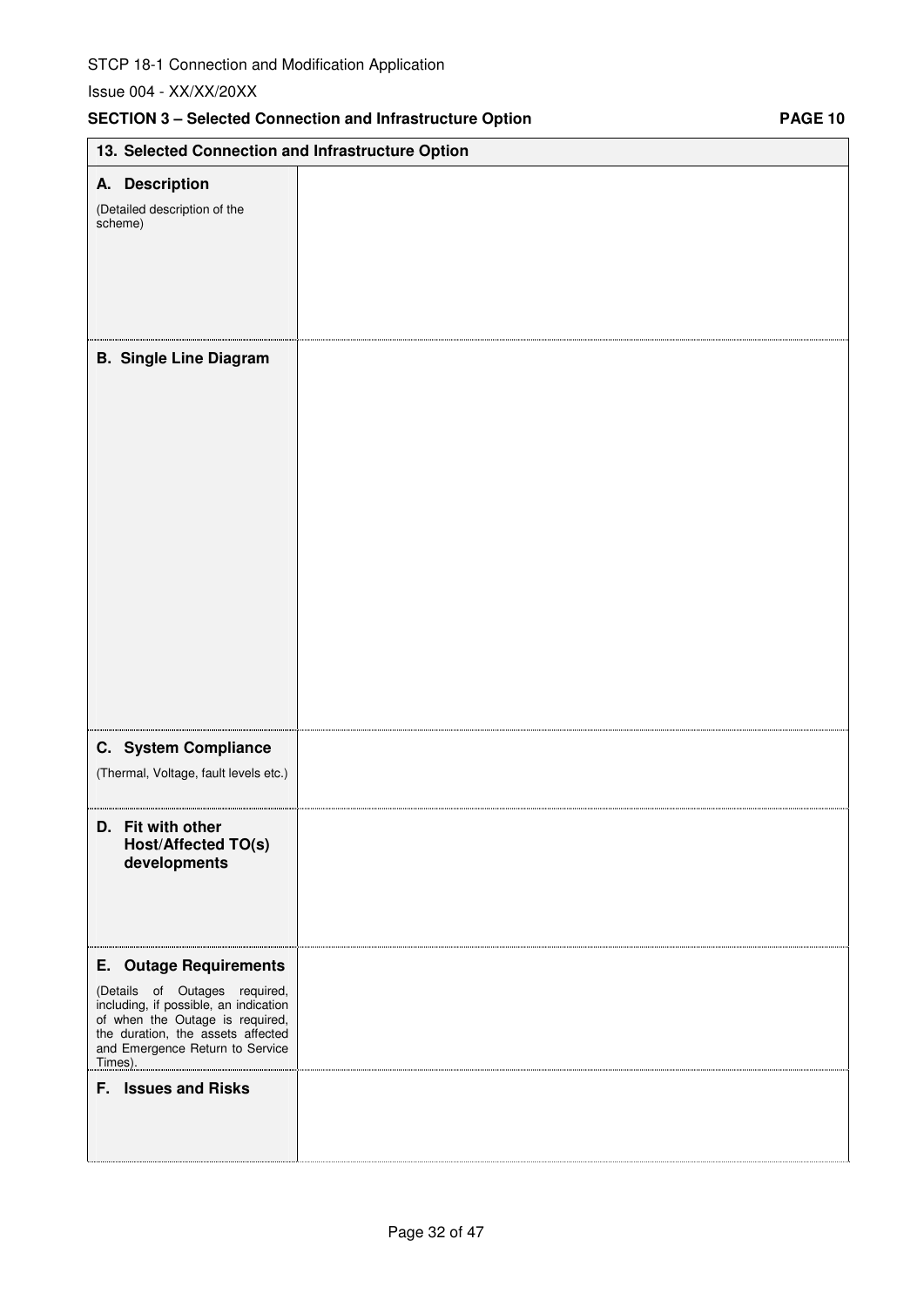## SECTION 3 – Selected Connection and Infrastructure Option

PAGE 10

| 13. Selected Connection and Infrastructure Option | |
|---|---|
| **A. Description**<br>(Detailed description of the scheme) | |
| **B. Single Line Diagram** | |
| **C. System Compliance**<br>(Thermal, Voltage, fault levels etc.) | |
| **D. Fit with other Host/Affected TO(s) developments** | |
| **E. Outage Requirements**<br>(Details of Outages required, including, if possible, an indication of when the Outage is required, the duration, the assets affected and Emergence Return to Service Times). | |
| **F. Issues and Risks** | |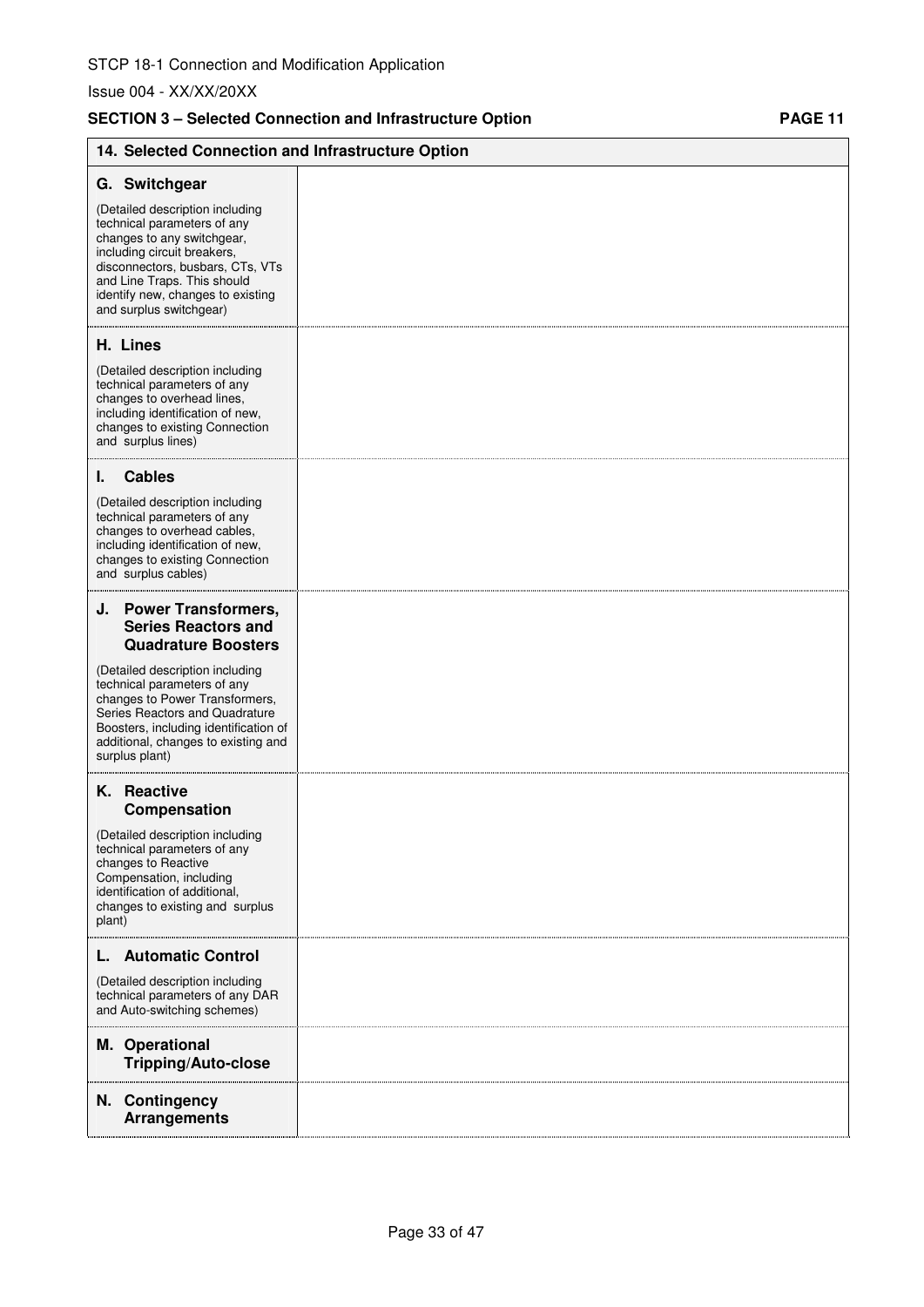SECTION 3 – Selected Connection and Infrastructure Option

| 14. Selected Connection and Infrastructure Option | |
|---|---|
| **G. Switchgear**<br><br>(Detailed description including technical parameters of any changes to any switchgear, including circuit breakers, disconnectors, busbars, CTs, VTs and Line Traps. This should identify new, changes to existing and surplus switchgear) | |
| **H. Lines**<br><br>(Detailed description including technical parameters of any changes to overhead lines, including identification of new, changes to existing Connection and surplus lines) | |
| **I. Cables**<br><br>(Detailed description including technical parameters of any changes to overhead cables, including identification of new, changes to existing Connection and surplus cables) | |
| **J. Power Transformers, Series Reactors and Quadrature Boosters**<br><br>(Detailed description including technical parameters of any changes to Power Transformers, Series Reactors and Quadrature Boosters, including identification of additional, changes to existing and surplus plant) | |
| **K. Reactive Compensation**<br><br>(Detailed description including technical parameters of any changes to Reactive Compensation, including identification of additional, changes to existing and surplus plant) | |
| **L. Automatic Control**<br><br>(Detailed description including technical parameters of any DAR and Auto-switching schemes) | |
| **M. Operational Tripping/Auto-close** | |
| **N. Contingency Arrangements** | |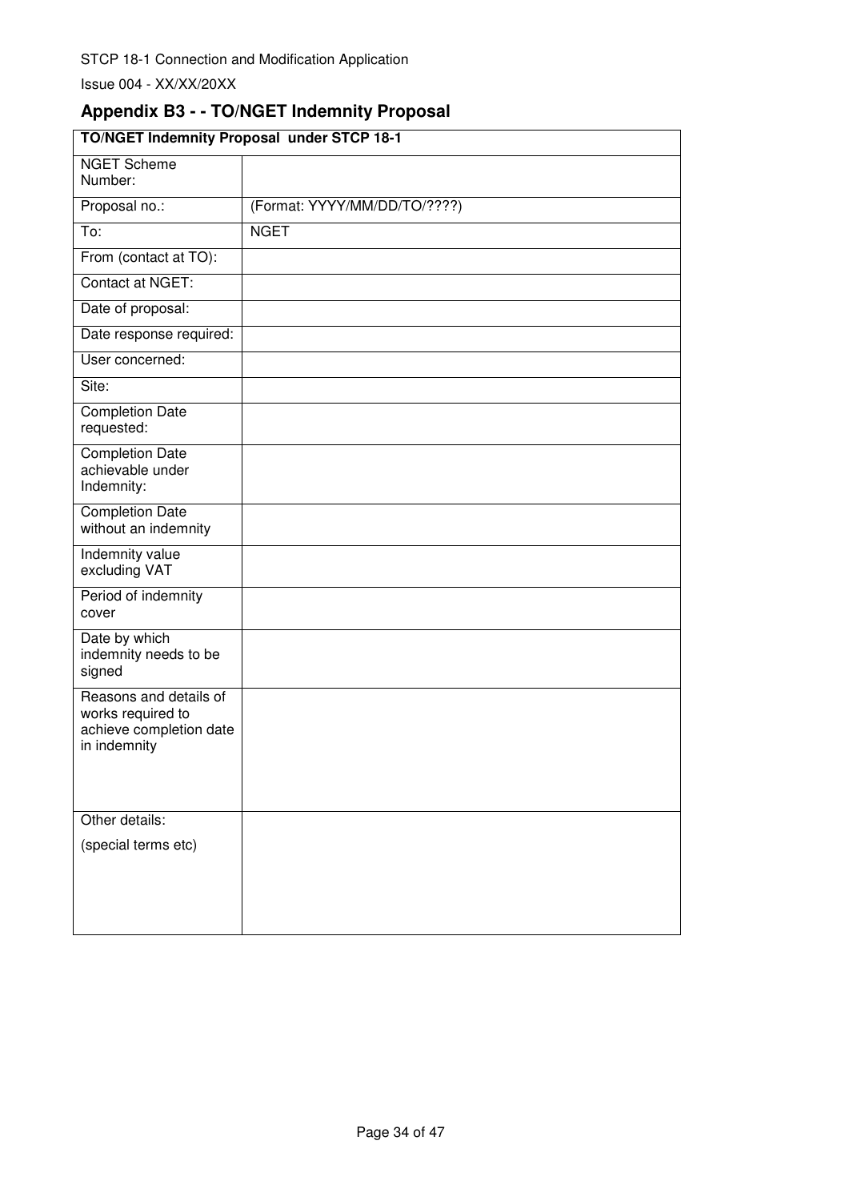## Appendix B3 - - TO/NGET Indemnity Proposal

| TO/NGET Indemnity Proposal under STCP 18-1 | |
|---|---|
| NGET Scheme Number: | |
| Proposal no.: | (Format: YYYY/MM/DD/TO/????) |
| To: | NGET |
| From (contact at TO): | |
| Contact at NGET: | |
| Date of proposal: | |
| Date response required: | |
| User concerned: | |
| Site: | |
| Completion Date requested: | |
| Completion Date achievable under Indemnity: | |
| Completion Date without an indemnity | |
| Indemnity value excluding VAT | |
| Period of indemnity cover | |
| Date by which indemnity needs to be signed | |
| Reasons and details of works required to achieve completion date in indemnity | |
| Other details: (special terms etc) | |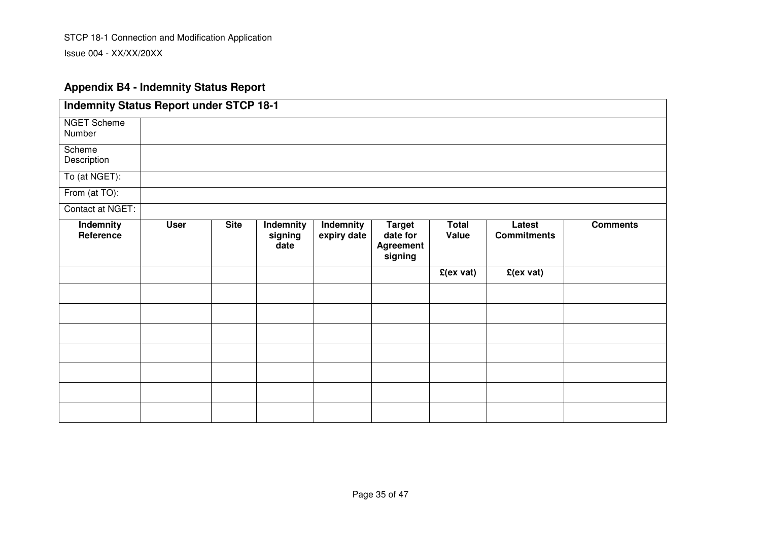## Appendix B4 - Indemnity Status Report

| **Indemnity Status Report under STCP 18-1** | | | | | | | | |
|---|---|---|---|---|---|---|---|---|
| NGET Scheme Number | | | | | | | | |
| Scheme Description | | | | | | | | |
| To (at NGET): | | | | | | | | |
| From (at TO): | | | | | | | | |
| Contact at NGET: | | | | | | | | |
| **Indemnity Reference** | **User** | **Site** | **Indemnity signing date** | **Indemnity expiry date** | **Target date for Agreement signing** | **Total Value** | **Latest Commitments** | **Comments** |
| | | | | | | **£(ex vat)** | **£(ex vat)** | |
| | | | | | | | | |
| | | | | | | | | |
| | | | | | | | | |
| | | | | | | | | |
| | | | | | | | | |
| | | | | | | | | |
| | | | | | | | | |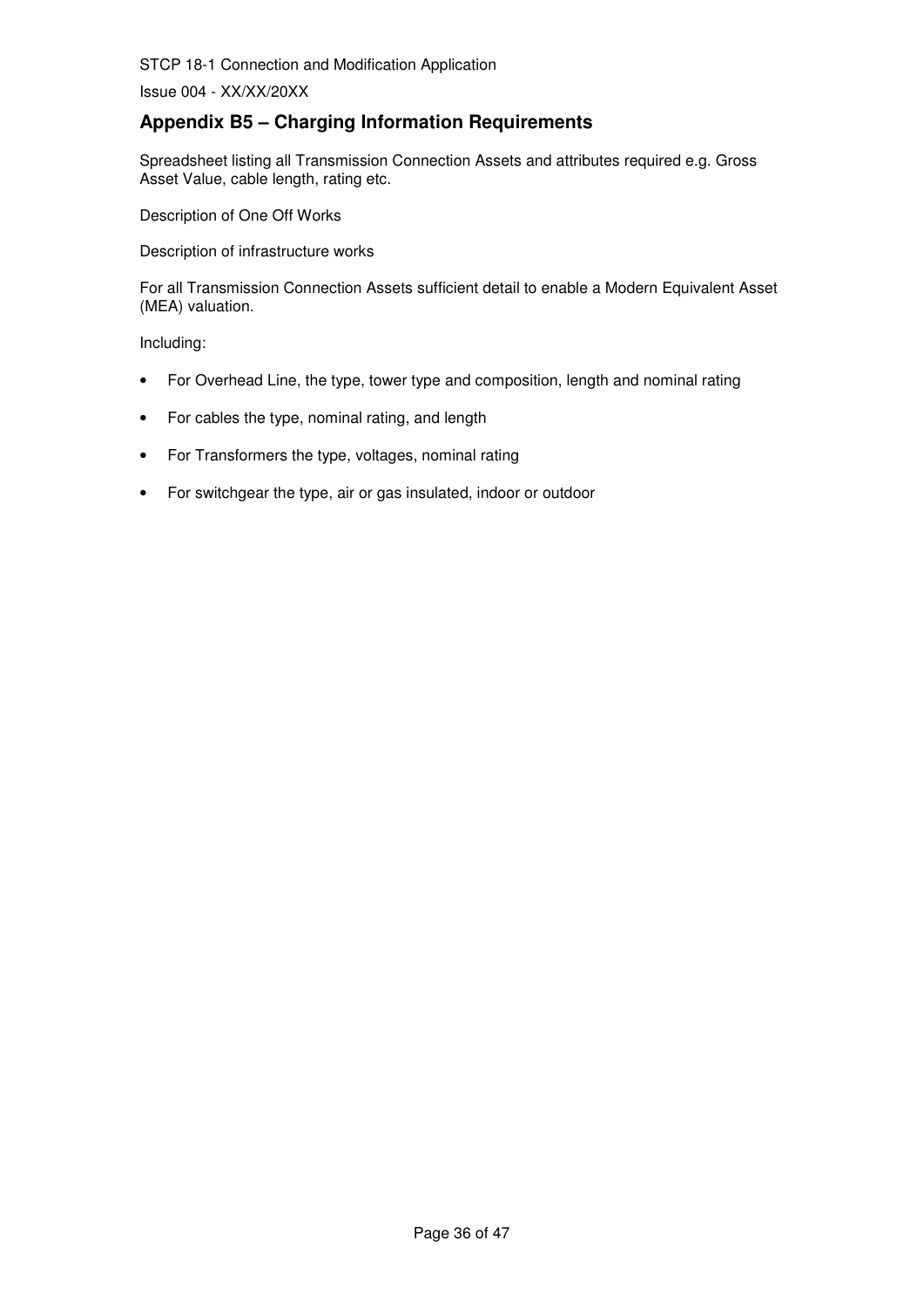## Appendix B5 – Charging Information Requirements

Spreadsheet listing all Transmission Connection Assets and attributes required e.g. Gross Asset Value, cable length, rating etc.

Description of One Off Works

Description of infrastructure works

For all Transmission Connection Assets sufficient detail to enable a Modern Equivalent Asset (MEA) valuation.

Including:

- For Overhead Line, the type, tower type and composition, length and nominal rating
- For cables the type, nominal rating, and length
- For Transformers the type, voltages, nominal rating
- For switchgear the type, air or gas insulated, indoor or outdoor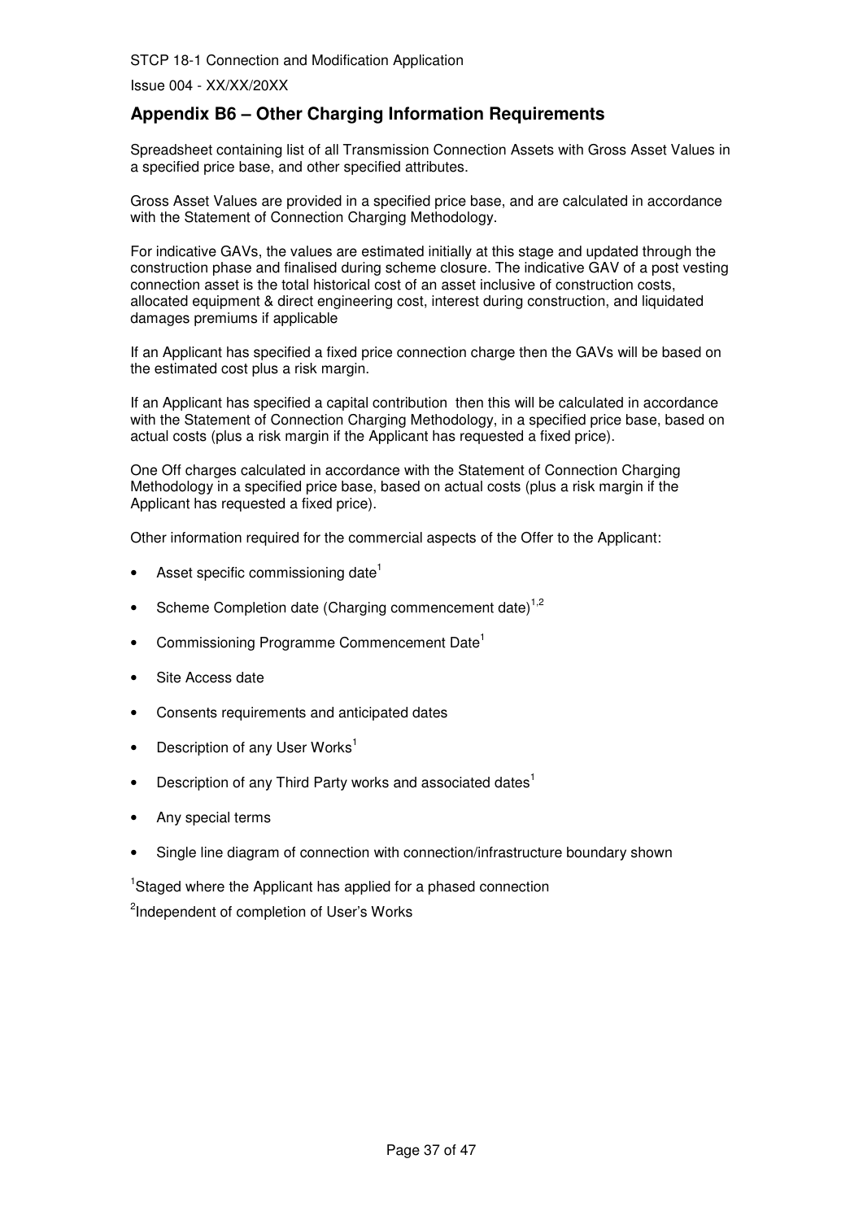## Appendix B6 – Other Charging Information Requirements

Spreadsheet containing list of all Transmission Connection Assets with Gross Asset Values in a specified price base, and other specified attributes.

Gross Asset Values are provided in a specified price base, and are calculated in accordance with the Statement of Connection Charging Methodology.

For indicative GAVs, the values are estimated initially at this stage and updated through the construction phase and finalised during scheme closure. The indicative GAV of a post vesting connection asset is the total historical cost of an asset inclusive of construction costs, allocated equipment & direct engineering cost, interest during construction, and liquidated damages premiums if applicable

If an Applicant has specified a fixed price connection charge then the GAVs will be based on the estimated cost plus a risk margin.

If an Applicant has specified a capital contribution then this will be calculated in accordance with the Statement of Connection Charging Methodology, in a specified price base, based on actual costs (plus a risk margin if the Applicant has requested a fixed price).

One Off charges calculated in accordance with the Statement of Connection Charging Methodology in a specified price base, based on actual costs (plus a risk margin if the Applicant has requested a fixed price).

Other information required for the commercial aspects of the Offer to the Applicant:

- Asset specific commissioning date[1]
- Scheme Completion date (Charging commencement date)[1,2]
- Commissioning Programme Commencement Date[1]
- Site Access date
- Consents requirements and anticipated dates
- Description of any User Works[1]
- Description of any Third Party works and associated dates[1]
- Any special terms
- Single line diagram of connection with connection/infrastructure boundary shown

[1]Staged where the Applicant has applied for a phased connection

[2]Independent of completion of User's Works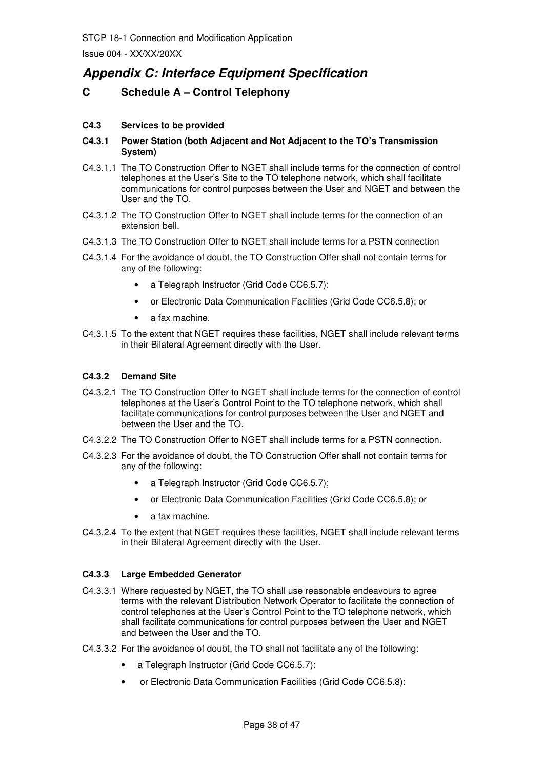## Appendix C: Interface Equipment Specification

### C Schedule A – Control Telephony

**C4.3 Services to be provided**

**C4.3.1 Power Station (both Adjacent and Not Adjacent to the TO's Transmission System)**

C4.3.1.1 The TO Construction Offer to NGET shall include terms for the connection of control telephones at the User's Site to the TO telephone network, which shall facilitate communications for control purposes between the User and NGET and between the User and the TO.

C4.3.1.2 The TO Construction Offer to NGET shall include terms for the connection of an extension bell.

C4.3.1.3 The TO Construction Offer to NGET shall include terms for a PSTN connection

C4.3.1.4 For the avoidance of doubt, the TO Construction Offer shall not contain terms for any of the following:

- a Telegraph Instructor (Grid Code CC6.5.7):
- or Electronic Data Communication Facilities (Grid Code CC6.5.8); or
- a fax machine.

C4.3.1.5 To the extent that NGET requires these facilities, NGET shall include relevant terms in their Bilateral Agreement directly with the User.

**C4.3.2 Demand Site**

C4.3.2.1 The TO Construction Offer to NGET shall include terms for the connection of control telephones at the User's Control Point to the TO telephone network, which shall facilitate communications for control purposes between the User and NGET and between the User and the TO.

C4.3.2.2 The TO Construction Offer to NGET shall include terms for a PSTN connection.

C4.3.2.3 For the avoidance of doubt, the TO Construction Offer shall not contain terms for any of the following:

- a Telegraph Instructor (Grid Code CC6.5.7);
- or Electronic Data Communication Facilities (Grid Code CC6.5.8); or
- a fax machine.

C4.3.2.4 To the extent that NGET requires these facilities, NGET shall include relevant terms in their Bilateral Agreement directly with the User.

**C4.3.3 Large Embedded Generator**

C4.3.3.1 Where requested by NGET, the TO shall use reasonable endeavours to agree terms with the relevant Distribution Network Operator to facilitate the connection of control telephones at the User's Control Point to the TO telephone network, which shall facilitate communications for control purposes between the User and NGET and between the User and the TO.

C4.3.3.2 For the avoidance of doubt, the TO shall not facilitate any of the following:

- a Telegraph Instructor (Grid Code CC6.5.7):
- or Electronic Data Communication Facilities (Grid Code CC6.5.8):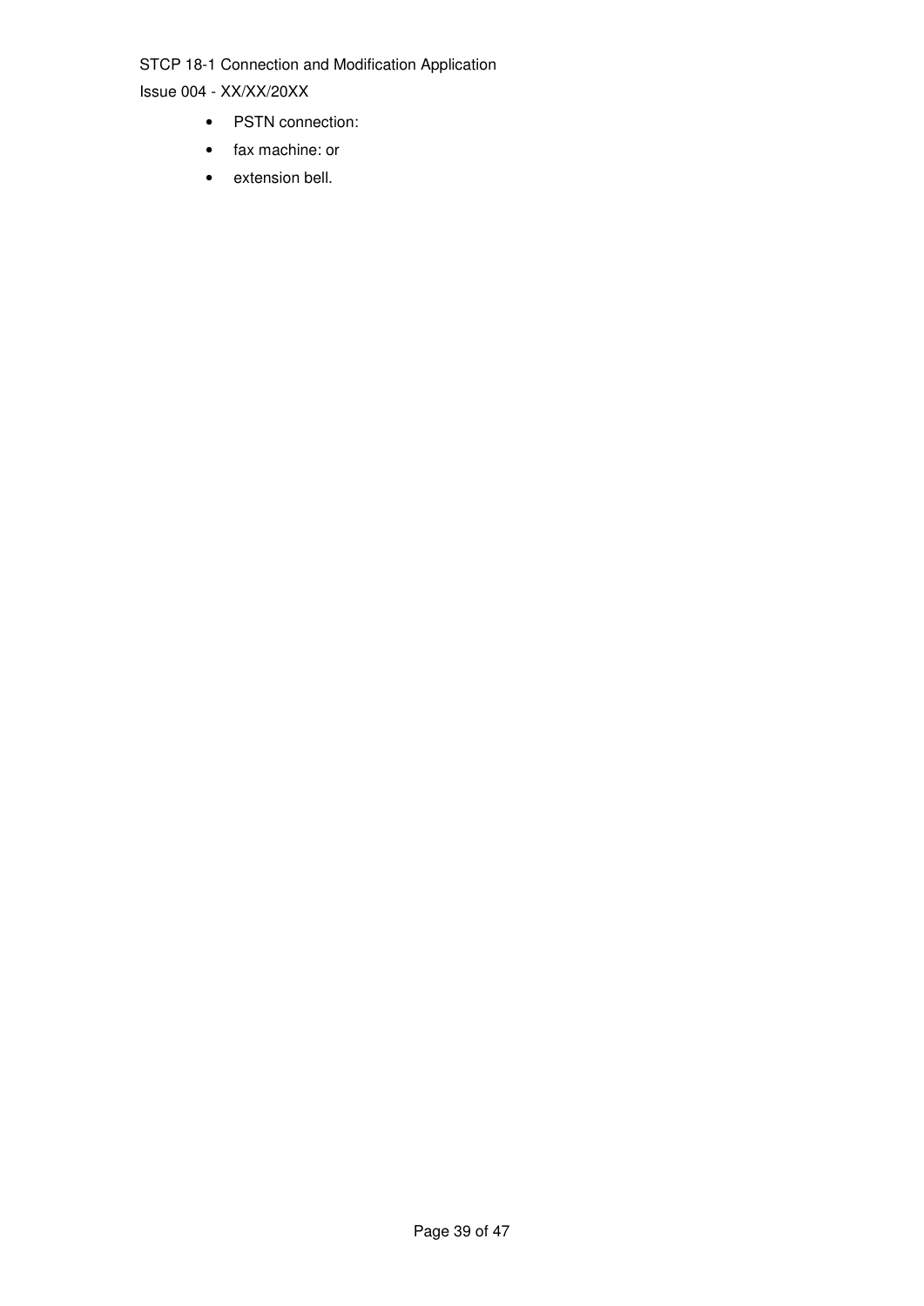- PSTN connection:
- fax machine: or
- extension bell.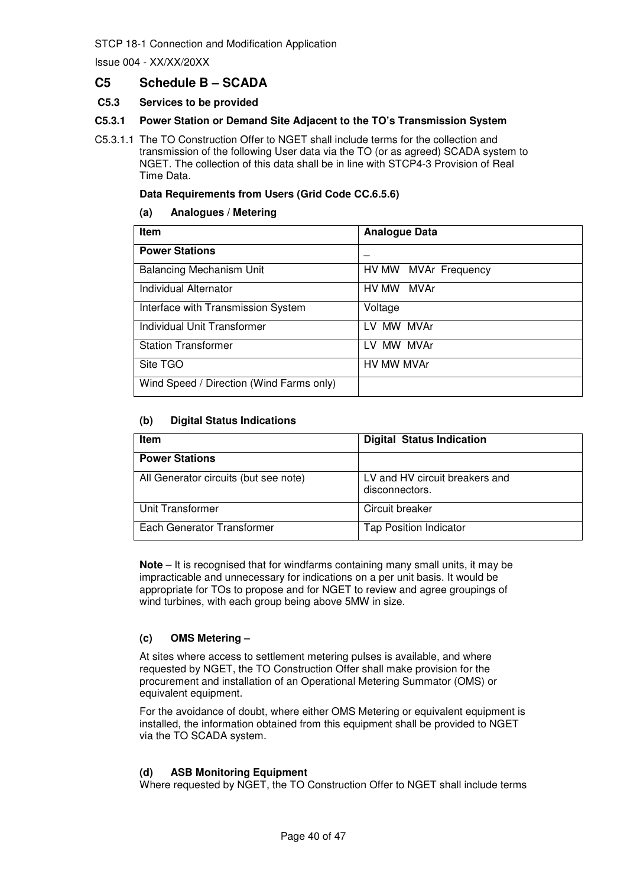## C5 Schedule B – SCADA

### C5.3 Services to be provided

#### C5.3.1 Power Station or Demand Site Adjacent to the TO's Transmission System

C5.3.1.1 The TO Construction Offer to NGET shall include terms for the collection and transmission of the following User data via the TO (or as agreed) SCADA system to NGET. The collection of this data shall be in line with STCP4-3 Provision of Real Time Data.

**Data Requirements from Users (Grid Code CC.6.5.6)**

**(a) Analogues / Metering**

| Item | Analogue Data |
|---|---|
| **Power Stations** | _ |
| Balancing Mechanism Unit | HV MW MVAr Frequency |
| Individual Alternator | HV MW MVAr |
| Interface with Transmission System | Voltage |
| Individual Unit Transformer | LV MW MVAr |
| Station Transformer | LV MW MVAr |
| Site TGO | HV MW MVAr |
| Wind Speed / Direction (Wind Farms only) | |

**(b) Digital Status Indications**

| Item | Digital Status Indication |
|---|---|
| **Power Stations** | |
| All Generator circuits (but see note) | LV and HV circuit breakers and disconnectors. |
| Unit Transformer | Circuit breaker |
| Each Generator Transformer | Tap Position Indicator |

**Note** – It is recognised that for windfarms containing many small units, it may be impracticable and unnecessary for indications on a per unit basis. It would be appropriate for TOs to propose and for NGET to review and agree groupings of wind turbines, with each group being above 5MW in size.

**(c) OMS Metering –**

At sites where access to settlement metering pulses is available, and where requested by NGET, the TO Construction Offer shall make provision for the procurement and installation of an Operational Metering Summator (OMS) or equivalent equipment.

For the avoidance of doubt, where either OMS Metering or equivalent equipment is installed, the information obtained from this equipment shall be provided to NGET via the TO SCADA system.

**(d) ASB Monitoring Equipment**

Where requested by NGET, the TO Construction Offer to NGET shall include terms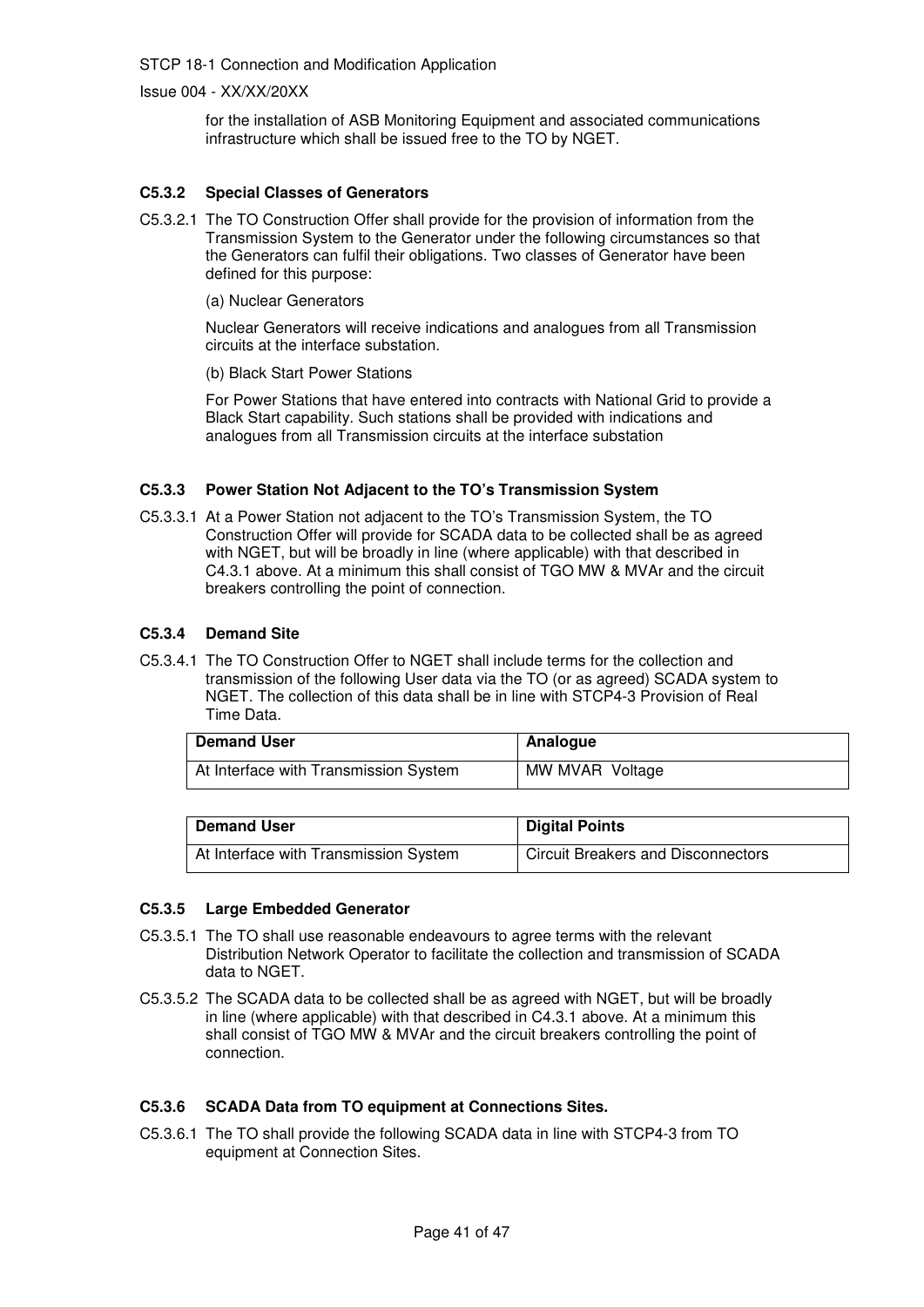for the installation of ASB Monitoring Equipment and associated communications infrastructure which shall be issued free to the TO by NGET.

**C5.3.2 Special Classes of Generators**

C5.3.2.1 The TO Construction Offer shall provide for the provision of information from the Transmission System to the Generator under the following circumstances so that the Generators can fulfil their obligations. Two classes of Generator have been defined for this purpose:

(a) Nuclear Generators

Nuclear Generators will receive indications and analogues from all Transmission circuits at the interface substation.

(b) Black Start Power Stations

For Power Stations that have entered into contracts with National Grid to provide a Black Start capability. Such stations shall be provided with indications and analogues from all Transmission circuits at the interface substation

**C5.3.3 Power Station Not Adjacent to the TO's Transmission System**

C5.3.3.1 At a Power Station not adjacent to the TO's Transmission System, the TO Construction Offer will provide for SCADA data to be collected shall be as agreed with NGET, but will be broadly in line (where applicable) with that described in C4.3.1 above. At a minimum this shall consist of TGO MW & MVAr and the circuit breakers controlling the point of connection.

**C5.3.4 Demand Site**

C5.3.4.1 The TO Construction Offer to NGET shall include terms for the collection and transmission of the following User data via the TO (or as agreed) SCADA system to NGET. The collection of this data shall be in line with STCP4-3 Provision of Real Time Data.

| Demand User | Analogue |
|---|---|
| At Interface with Transmission System | MW MVAR Voltage |

| Demand User | Digital Points |
|---|---|
| At Interface with Transmission System | Circuit Breakers and Disconnectors |

**C5.3.5 Large Embedded Generator**

C5.3.5.1 The TO shall use reasonable endeavours to agree terms with the relevant Distribution Network Operator to facilitate the collection and transmission of SCADA data to NGET.

C5.3.5.2 The SCADA data to be collected shall be as agreed with NGET, but will be broadly in line (where applicable) with that described in C4.3.1 above. At a minimum this shall consist of TGO MW & MVAr and the circuit breakers controlling the point of connection.

**C5.3.6 SCADA Data from TO equipment at Connections Sites.**

C5.3.6.1 The TO shall provide the following SCADA data in line with STCP4-3 from TO equipment at Connection Sites.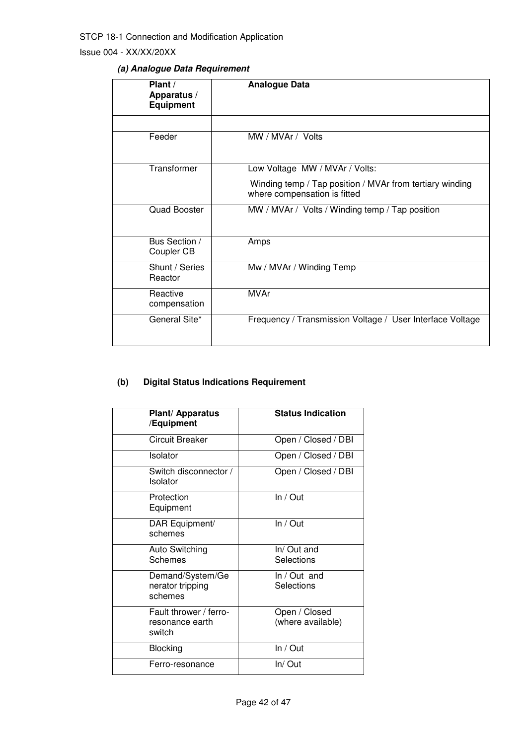***(a) Analogue Data Requirement***

| **Plant / Apparatus / Equipment** | **Analogue Data** |
|---|---|
| | |
| Feeder | MW / MVAr / Volts |
| Transformer | Low Voltage MW / MVAr / Volts:<br>Winding temp / Tap position / MVAr from tertiary winding where compensation is fitted |
| Quad Booster | MW / MVAr / Volts / Winding temp / Tap position |
| Bus Section / Coupler CB | Amps |
| Shunt / Series Reactor | Mw / MVAr / Winding Temp |
| Reactive compensation | MVAr |
| General Site* | Frequency / Transmission Voltage / User Interface Voltage |

**(b) Digital Status Indications Requirement**

| **Plant/ Apparatus /Equipment** | **Status Indication** |
|---|---|
| Circuit Breaker | Open / Closed / DBI |
| Isolator | Open / Closed / DBI |
| Switch disconnector / Isolator | Open / Closed / DBI |
| Protection Equipment | In / Out |
| DAR Equipment/ schemes | In / Out |
| Auto Switching Schemes | In/ Out and Selections |
| Demand/System/Generator tripping schemes | In / Out and Selections |
| Fault thrower / ferro-resonance earth switch | Open / Closed (where available) |
| Blocking | In / Out |
| Ferro-resonance | In/ Out |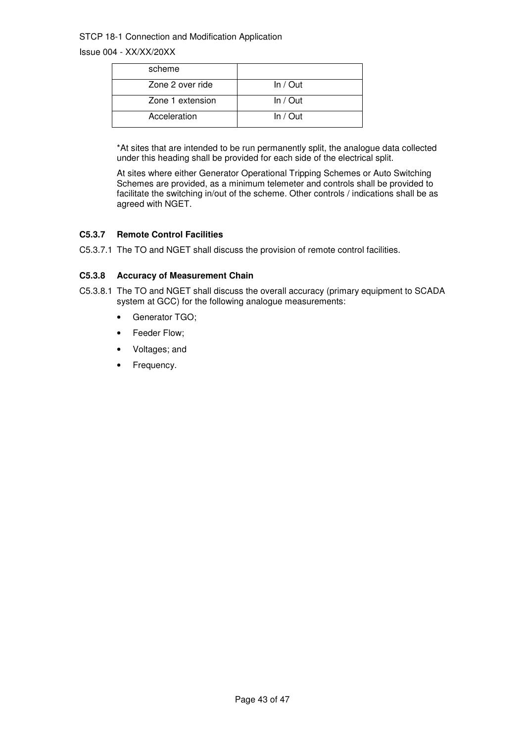| scheme | |
|---|---|
| Zone 2 over ride | In / Out |
| Zone 1 extension | In / Out |
| Acceleration | In / Out |

*At sites that are intended to be run permanently split, the analogue data collected under this heading shall be provided for each side of the electrical split.

At sites where either Generator Operational Tripping Schemes or Auto Switching Schemes are provided, as a minimum telemeter and controls shall be provided to facilitate the switching in/out of the scheme. Other controls / indications shall be as agreed with NGET.

### C5.3.7 Remote Control Facilities

C5.3.7.1 The TO and NGET shall discuss the provision of remote control facilities.

### C5.3.8 Accuracy of Measurement Chain

C5.3.8.1 The TO and NGET shall discuss the overall accuracy (primary equipment to SCADA system at GCC) for the following analogue measurements:

- Generator TGO;
- Feeder Flow;
- Voltages; and
- Frequency.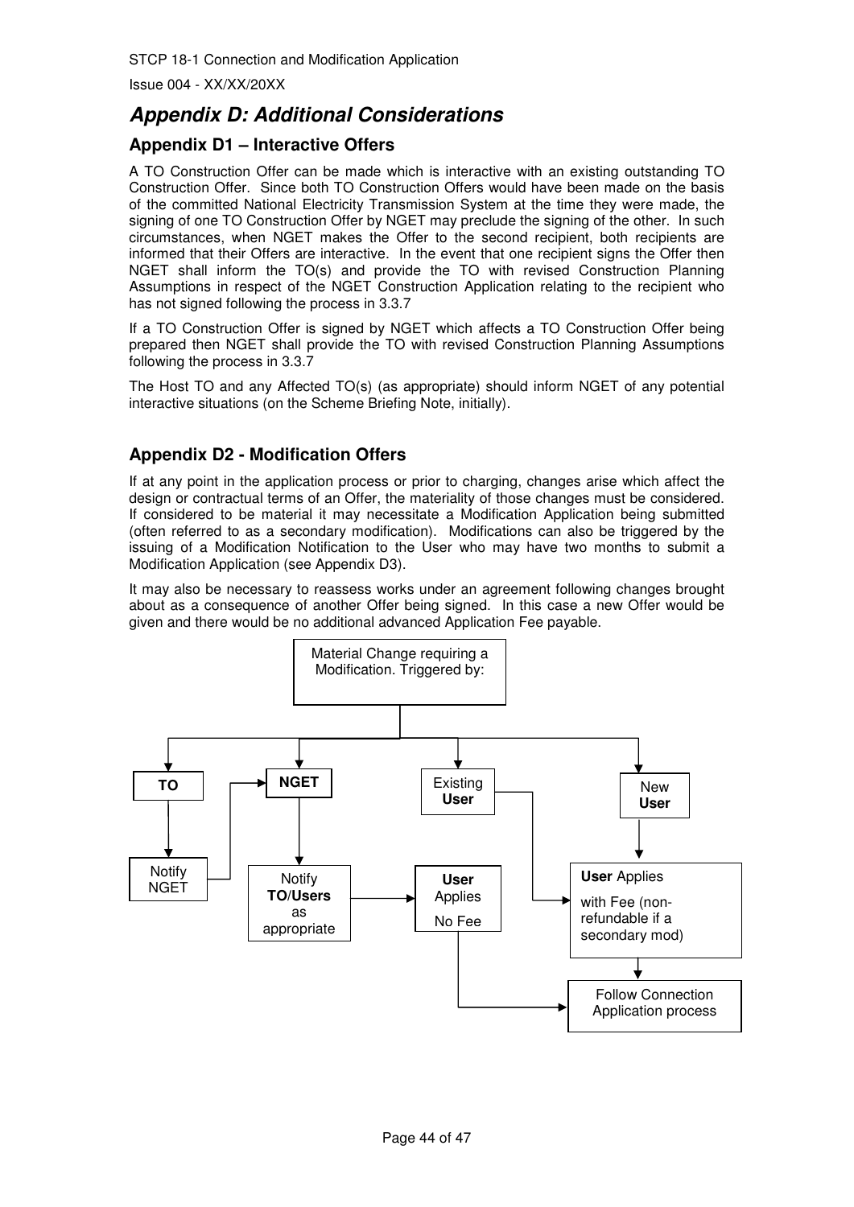# *Appendix D: Additional Considerations*

## Appendix D1 – Interactive Offers

A TO Construction Offer can be made which is interactive with an existing outstanding TO Construction Offer. Since both TO Construction Offers would have been made on the basis of the committed National Electricity Transmission System at the time they were made, the signing of one TO Construction Offer by NGET may preclude the signing of the other. In such circumstances, when NGET makes the Offer to the second recipient, both recipients are informed that their Offers are interactive. In the event that one recipient signs the Offer then NGET shall inform the TO(s) and provide the TO with revised Construction Planning Assumptions in respect of the NGET Construction Application relating to the recipient who has not signed following the process in 3.3.7

If a TO Construction Offer is signed by NGET which affects a TO Construction Offer being prepared then NGET shall provide the TO with revised Construction Planning Assumptions following the process in 3.3.7

The Host TO and any Affected TO(s) (as appropriate) should inform NGET of any potential interactive situations (on the Scheme Briefing Note, initially).

## Appendix D2 - Modification Offers

If at any point in the application process or prior to charging, changes arise which affect the design or contractual terms of an Offer, the materiality of those changes must be considered. If considered to be material it may necessitate a Modification Application being submitted (often referred to as a secondary modification). Modifications can also be triggered by the issuing of a Modification Notification to the User who may have two months to submit a Modification Application (see Appendix D3).

It may also be necessary to reassess works under an agreement following changes brought about as a consequence of another Offer being signed. In this case a new Offer would be given and there would be no additional advanced Application Fee payable.

Material Change requiring a Modification. Triggered by:

**TO** → Notify NGET → **NGET**

**NGET** → Notify **TO**/**Users** as appropriate → **User** Applies No Fee → Follow Connection Application process

Existing **User** → **User** Applies with Fee (non-refundable if a secondary mod) → Follow Connection Application process

New **User** → **User** Applies with Fee (non-refundable if a secondary mod) → Follow Connection Application process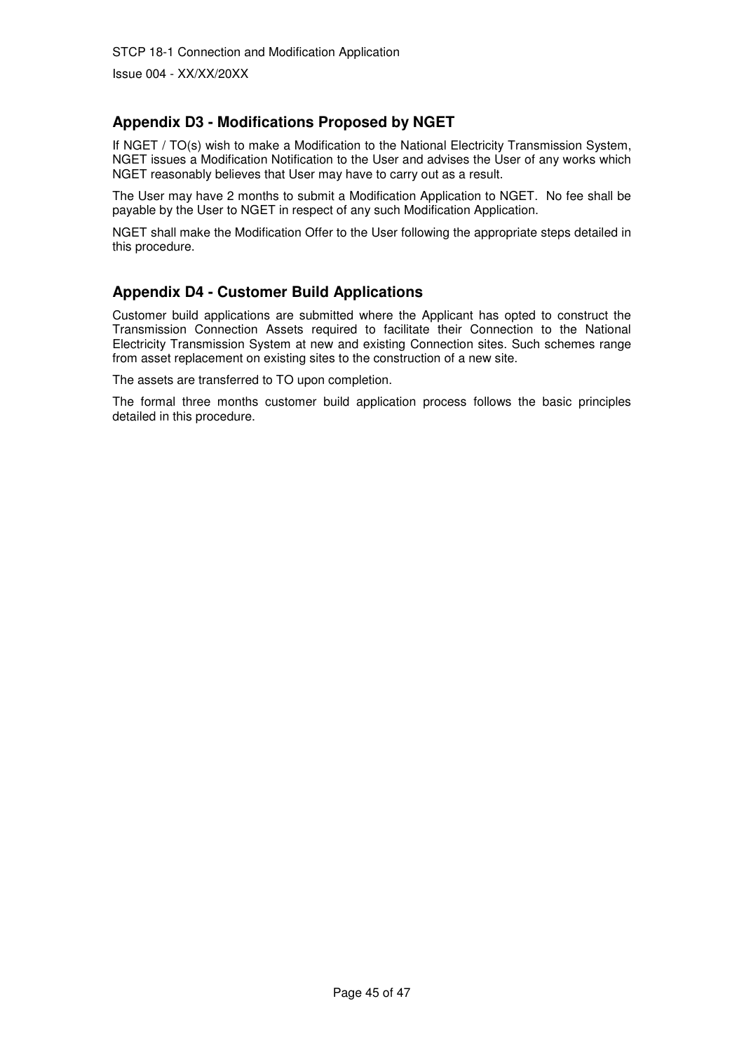## Appendix D3 - Modifications Proposed by NGET

If NGET / TO(s) wish to make a Modification to the National Electricity Transmission System, NGET issues a Modification Notification to the User and advises the User of any works which NGET reasonably believes that User may have to carry out as a result.

The User may have 2 months to submit a Modification Application to NGET. No fee shall be payable by the User to NGET in respect of any such Modification Application.

NGET shall make the Modification Offer to the User following the appropriate steps detailed in this procedure.

## Appendix D4 - Customer Build Applications

Customer build applications are submitted where the Applicant has opted to construct the Transmission Connection Assets required to facilitate their Connection to the National Electricity Transmission System at new and existing Connection sites. Such schemes range from asset replacement on existing sites to the construction of a new site.

The assets are transferred to TO upon completion.

The formal three months customer build application process follows the basic principles detailed in this procedure.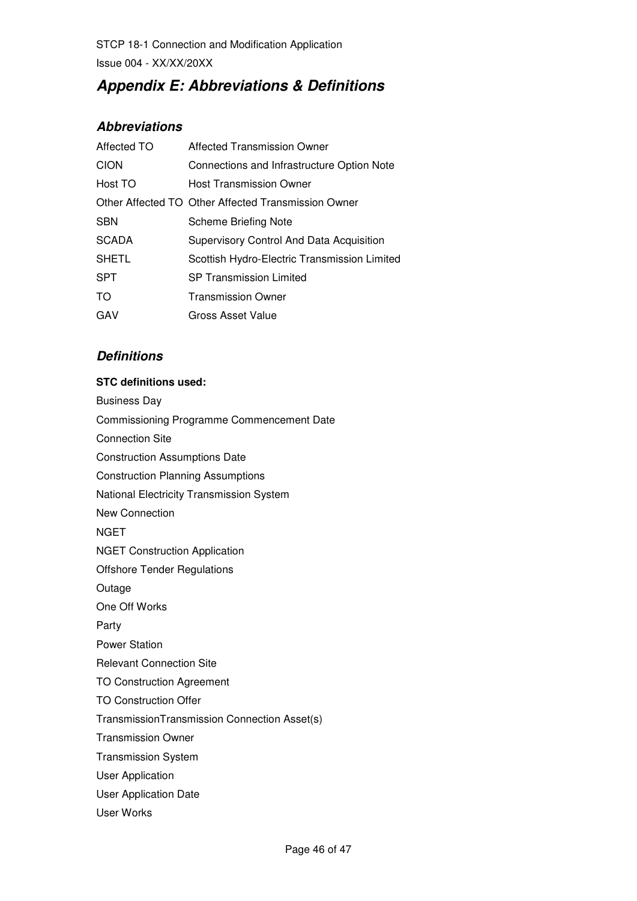# Appendix E: Abbreviations & Definitions

## Abbreviations

| | |
|---|---|
| Affected TO | Affected Transmission Owner |
| CION | Connections and Infrastructure Option Note |
| Host TO | Host Transmission Owner |
| Other Affected TO | Other Affected Transmission Owner |
| SBN | Scheme Briefing Note |
| SCADA | Supervisory Control And Data Acquisition |
| SHETL | Scottish Hydro-Electric Transmission Limited |
| SPT | SP Transmission Limited |
| TO | Transmission Owner |
| GAV | Gross Asset Value |

## Definitions

**STC definitions used:**

Business Day

Commissioning Programme Commencement Date

Connection Site

Construction Assumptions Date

Construction Planning Assumptions

National Electricity Transmission System

New Connection

NGET

NGET Construction Application

Offshore Tender Regulations

Outage

One Off Works

Party

Power Station

Relevant Connection Site

TO Construction Agreement

TO Construction Offer

TransmissionTransmission Connection Asset(s)

Transmission Owner

Transmission System

User Application

User Application Date

User Works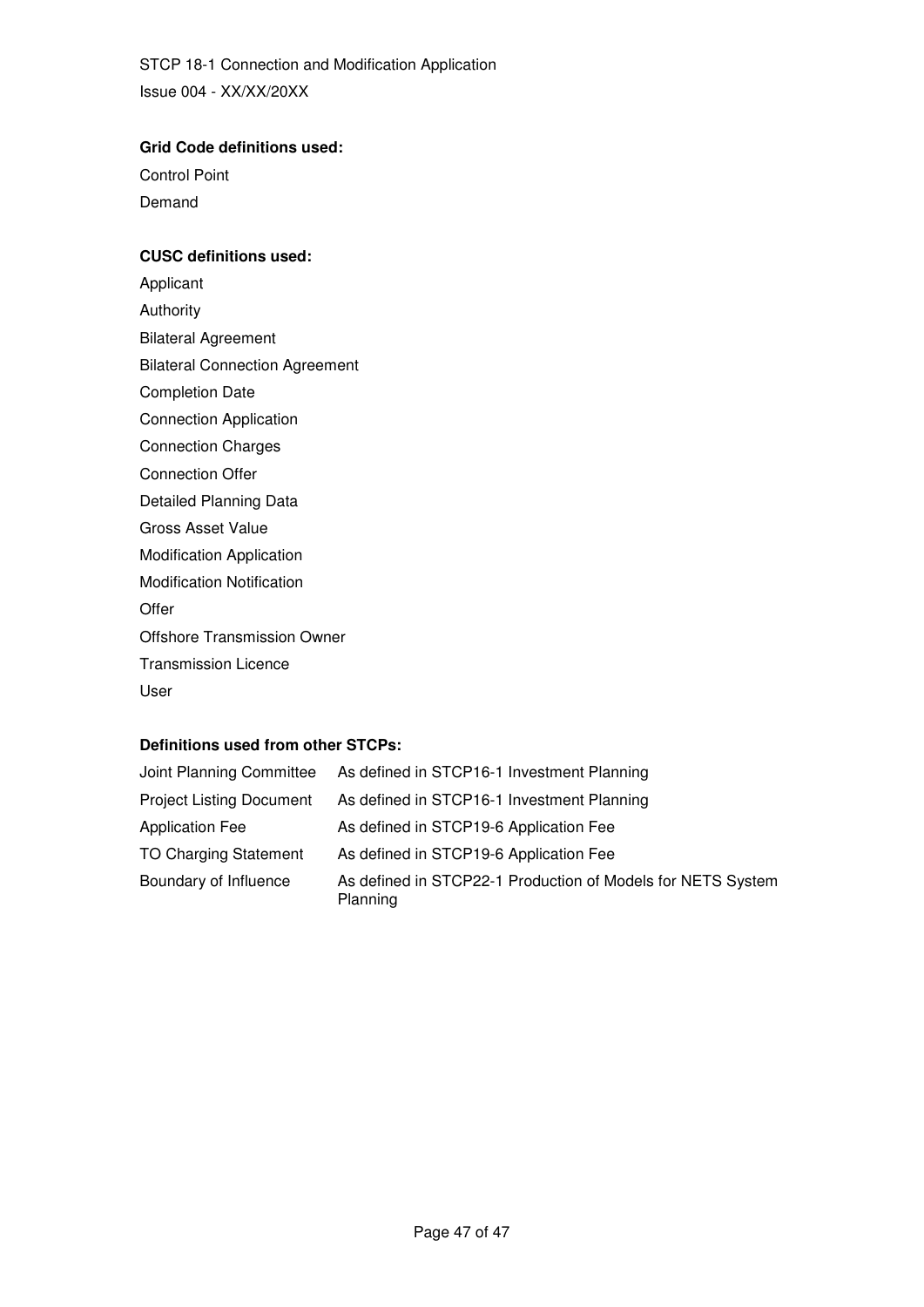**Grid Code definitions used:**

Control Point

Demand

**CUSC definitions used:**

Applicant

Authority

Bilateral Agreement

Bilateral Connection Agreement

Completion Date

Connection Application

Connection Charges

Connection Offer

Detailed Planning Data

Gross Asset Value

Modification Application

Modification Notification

Offer

Offshore Transmission Owner

Transmission Licence

User

**Definitions used from other STCPs:**

| | |
|---|---|
| Joint Planning Committee | As defined in STCP16-1 Investment Planning |
| Project Listing Document | As defined in STCP16-1 Investment Planning |
| Application Fee | As defined in STCP19-6 Application Fee |
| TO Charging Statement | As defined in STCP19-6 Application Fee |
| Boundary of Influence | As defined in STCP22-1 Production of Models for NETS System Planning |